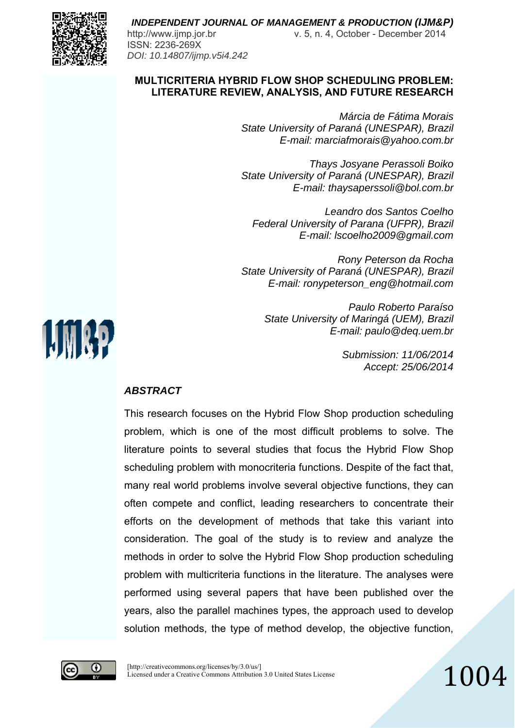# MULTICRITERIA HYBRID FLOW SHOP SCHEDULING PROBLEM: LITERATURE REVIEW, ANALYSIS, AND FUTURE RESEARCH

*Márcia de Fátima Morais*
*State University of Paraná (UNESPAR), Brazil*
*E-mail: marciafmorais@yahoo.com.br*

*Thays Josyane Perassoli Boiko*
*State University of Paraná (UNESPAR), Brazil*
*E-mail: thaysaperssoli@bol.com.br*

*Leandro dos Santos Coelho*
*Federal University of Parana (UFPR), Brazil*
*E-mail: lscoelho2009@gmail.com*

*Rony Peterson da Rocha*
*State University of Paraná (UNESPAR), Brazil*
*E-mail: ronypeterson_eng@hotmail.com*

*Paulo Roberto Paraíso*
*State University of Maringá (UEM), Brazil*
*E-mail: paulo@deq.uem.br*

*Submission: 11/06/2014*
*Accept: 25/06/2014*

## *ABSTRACT*

This research focuses on the Hybrid Flow Shop production scheduling problem, which is one of the most difficult problems to solve. The literature points to several studies that focus the Hybrid Flow Shop scheduling problem with monocriteria functions. Despite of the fact that, many real world problems involve several objective functions, they can often compete and conflict, leading researchers to concentrate their efforts on the development of methods that take this variant into consideration. The goal of the study is to review and analyze the methods in order to solve the Hybrid Flow Shop production scheduling problem with multicriteria functions in the literature. The analyses were performed using several papers that have been published over the years, also the parallel machines types, the approach used to develop solution methods, the type of method develop, the objective function,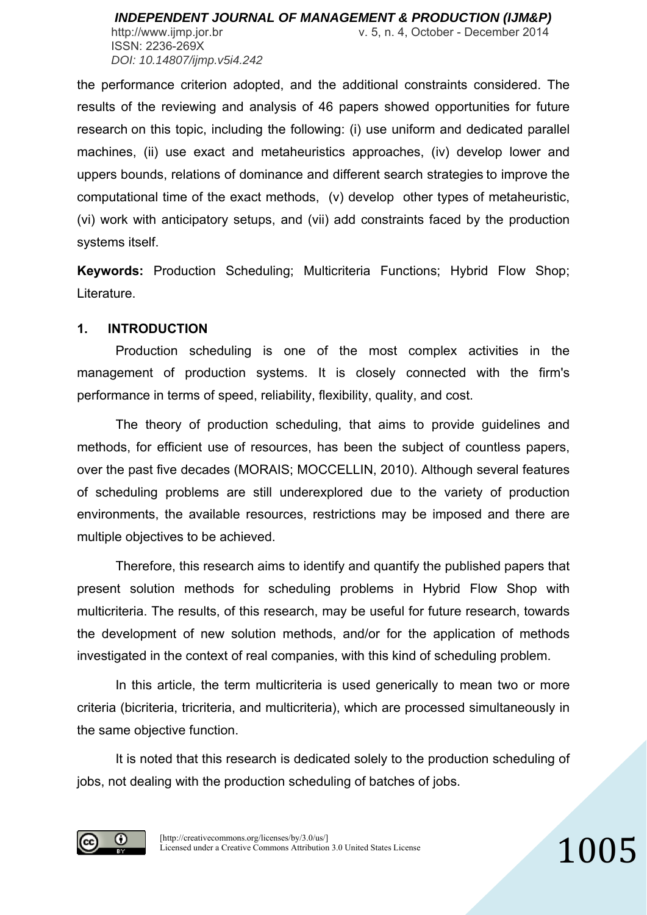the performance criterion adopted, and the additional constraints considered. The results of the reviewing and analysis of 46 papers showed opportunities for future research on this topic, including the following: (i) use uniform and dedicated parallel machines, (ii) use exact and metaheuristics approaches, (iv) develop lower and uppers bounds, relations of dominance and different search strategies to improve the computational time of the exact methods, (v) develop other types of metaheuristic, (vi) work with anticipatory setups, and (vii) add constraints faced by the production systems itself.

**Keywords:** Production Scheduling; Multicriteria Functions; Hybrid Flow Shop; Literature.

## 1. INTRODUCTION

Production scheduling is one of the most complex activities in the management of production systems. It is closely connected with the firm's performance in terms of speed, reliability, flexibility, quality, and cost.

The theory of production scheduling, that aims to provide guidelines and methods, for efficient use of resources, has been the subject of countless papers, over the past five decades (MORAIS; MOCCELLIN, 2010). Although several features of scheduling problems are still underexplored due to the variety of production environments, the available resources, restrictions may be imposed and there are multiple objectives to be achieved.

Therefore, this research aims to identify and quantify the published papers that present solution methods for scheduling problems in Hybrid Flow Shop with multicriteria. The results, of this research, may be useful for future research, towards the development of new solution methods, and/or for the application of methods investigated in the context of real companies, with this kind of scheduling problem.

In this article, the term multicriteria is used generically to mean two or more criteria (bicriteria, tricriteria, and multicriteria), which are processed simultaneously in the same objective function.

It is noted that this research is dedicated solely to the production scheduling of jobs, not dealing with the production scheduling of batches of jobs.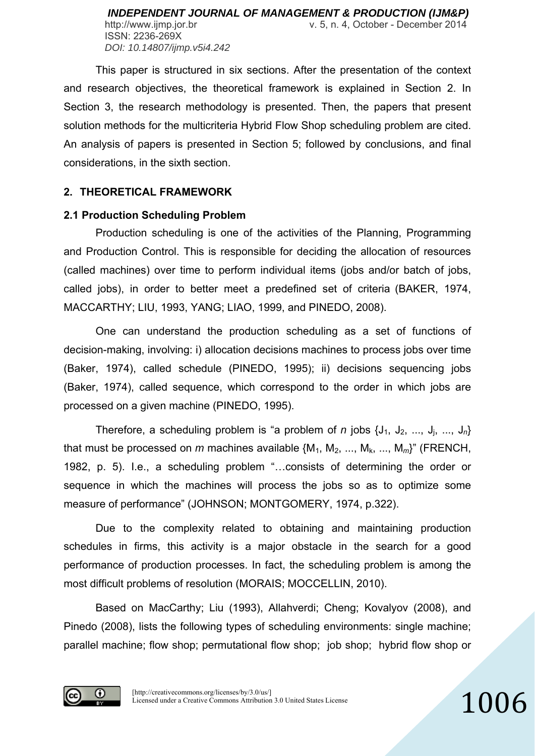This paper is structured in six sections. After the presentation of the context and research objectives, the theoretical framework is explained in Section 2. In Section 3, the research methodology is presented. Then, the papers that present solution methods for the multicriteria Hybrid Flow Shop scheduling problem are cited. An analysis of papers is presented in Section 5; followed by conclusions, and final considerations, in the sixth section.

## 2. THEORETICAL FRAMEWORK

### 2.1 Production Scheduling Problem

Production scheduling is one of the activities of the Planning, Programming and Production Control. This is responsible for deciding the allocation of resources (called machines) over time to perform individual items (jobs and/or batch of jobs, called jobs), in order to better meet a predefined set of criteria (BAKER, 1974, MACCARTHY; LIU, 1993, YANG; LIAO, 1999, and PINEDO, 2008).

One can understand the production scheduling as a set of functions of decision-making, involving: i) allocation decisions machines to process jobs over time (Baker, 1974), called schedule (PINEDO, 1995); ii) decisions sequencing jobs (Baker, 1974), called sequence, which correspond to the order in which jobs are processed on a given machine (PINEDO, 1995).

Therefore, a scheduling problem is "a problem of *n* jobs $\{J_1, J_2, ..., J_j, ..., J_n\}$ that must be processed on *m* machines available $\{M_1, M_2, ..., M_k, ..., M_m\}$" (FRENCH, 1982, p. 5). I.e., a scheduling problem "…consists of determining the order or sequence in which the machines will process the jobs so as to optimize some measure of performance" (JOHNSON; MONTGOMERY, 1974, p.322).

Due to the complexity related to obtaining and maintaining production schedules in firms, this activity is a major obstacle in the search for a good performance of production processes. In fact, the scheduling problem is among the most difficult problems of resolution (MORAIS; MOCCELLIN, 2010).

Based on MacCarthy; Liu (1993), Allahverdi; Cheng; Kovalyov (2008), and Pinedo (2008), lists the following types of scheduling environments: single machine; parallel machine; flow shop; permutational flow shop; job shop; hybrid flow shop or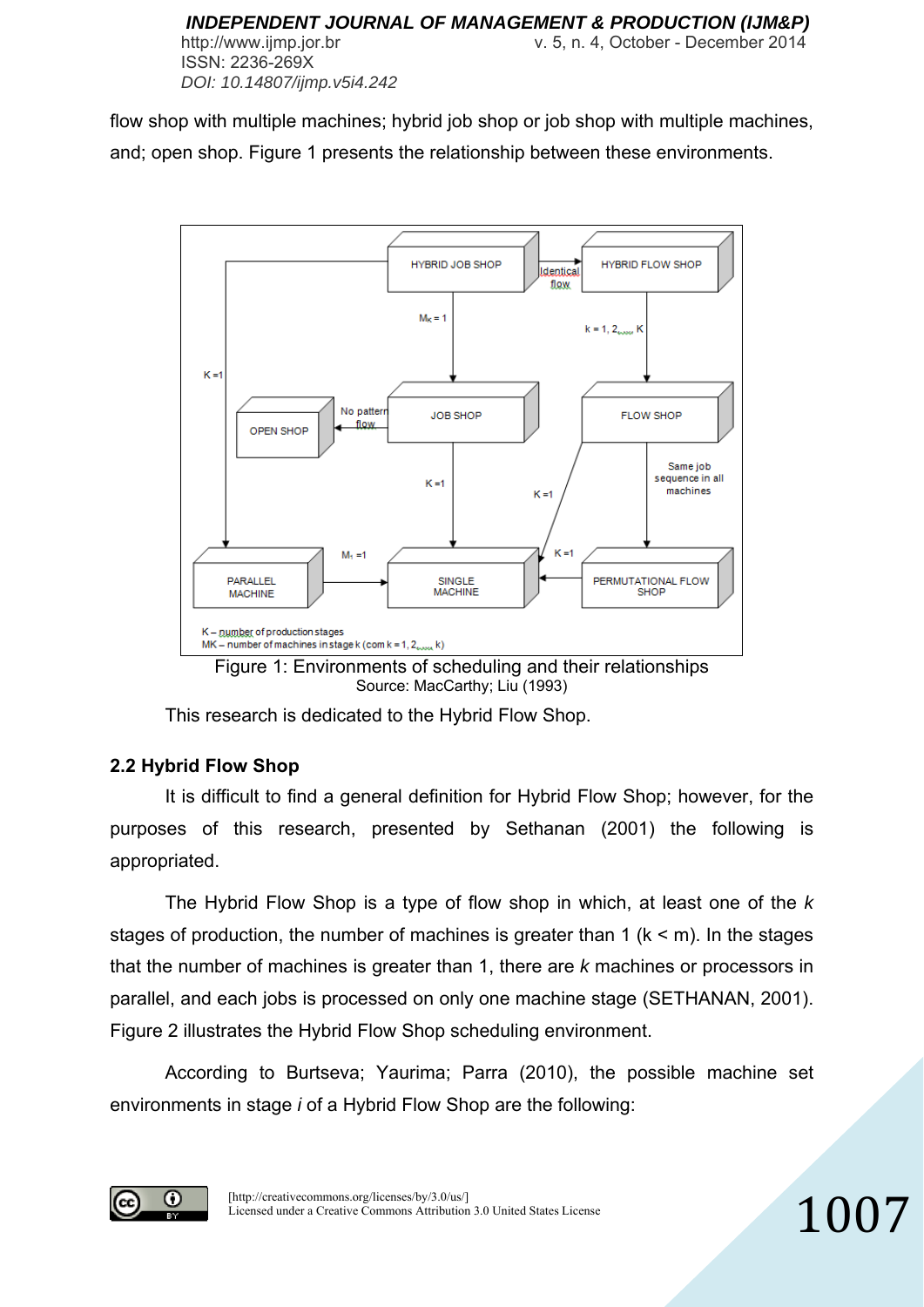flow shop with multiple machines; hybrid job shop or job shop with multiple machines, and; open shop. Figure 1 presents the relationship between these environments.

Figure 1: Environments of scheduling and their relationships
Source: MacCarthy; Liu (1993)

This research is dedicated to the Hybrid Flow Shop.

## 2.2 Hybrid Flow Shop

It is difficult to find a general definition for Hybrid Flow Shop; however, for the purposes of this research, presented by Sethanan (2001) the following is appropriated.

The Hybrid Flow Shop is a type of flow shop in which, at least one of the *k* stages of production, the number of machines is greater than 1 ($k < m$). In the stages that the number of machines is greater than 1, there are *k* machines or processors in parallel, and each jobs is processed on only one machine stage (SETHANAN, 2001). Figure 2 illustrates the Hybrid Flow Shop scheduling environment.

According to Burtseva; Yaurima; Parra (2010), the possible machine set environments in stage *i* of a Hybrid Flow Shop are the following: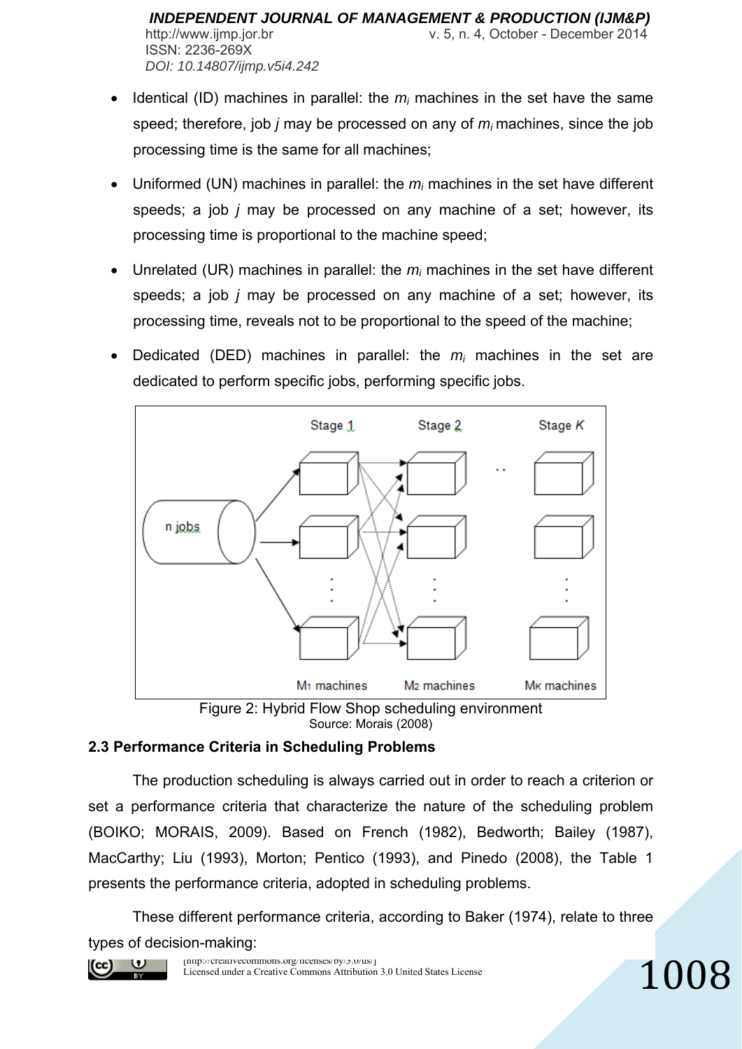- Identical (ID) machines in parallel: the $m_i$ machines in the set have the same speed; therefore, job *j* may be processed on any of $m_i$ machines, since the job processing time is the same for all machines;

- Uniformed (UN) machines in parallel: the $m_i$ machines in the set have different speeds; a job *j* may be processed on any machine of a set; however, its processing time is proportional to the machine speed;

- Unrelated (UR) machines in parallel: the $m_i$ machines in the set have different speeds; a job *j* may be processed on any machine of a set; however, its processing time, reveals not to be proportional to the speed of the machine;

- Dedicated (DED) machines in parallel: the $m_i$ machines in the set are dedicated to perform specific jobs, performing specific jobs.

Figure 2: Hybrid Flow Shop scheduling environment
Source: Morais (2008)

### 2.3 Performance Criteria in Scheduling Problems

The production scheduling is always carried out in order to reach a criterion or set a performance criteria that characterize the nature of the scheduling problem (BOIKO; MORAIS, 2009). Based on French (1982), Bedworth; Bailey (1987), MacCarthy; Liu (1993), Morton; Pentico (1993), and Pinedo (2008), the Table 1 presents the performance criteria, adopted in scheduling problems.

These different performance criteria, according to Baker (1974), relate to three types of decision-making: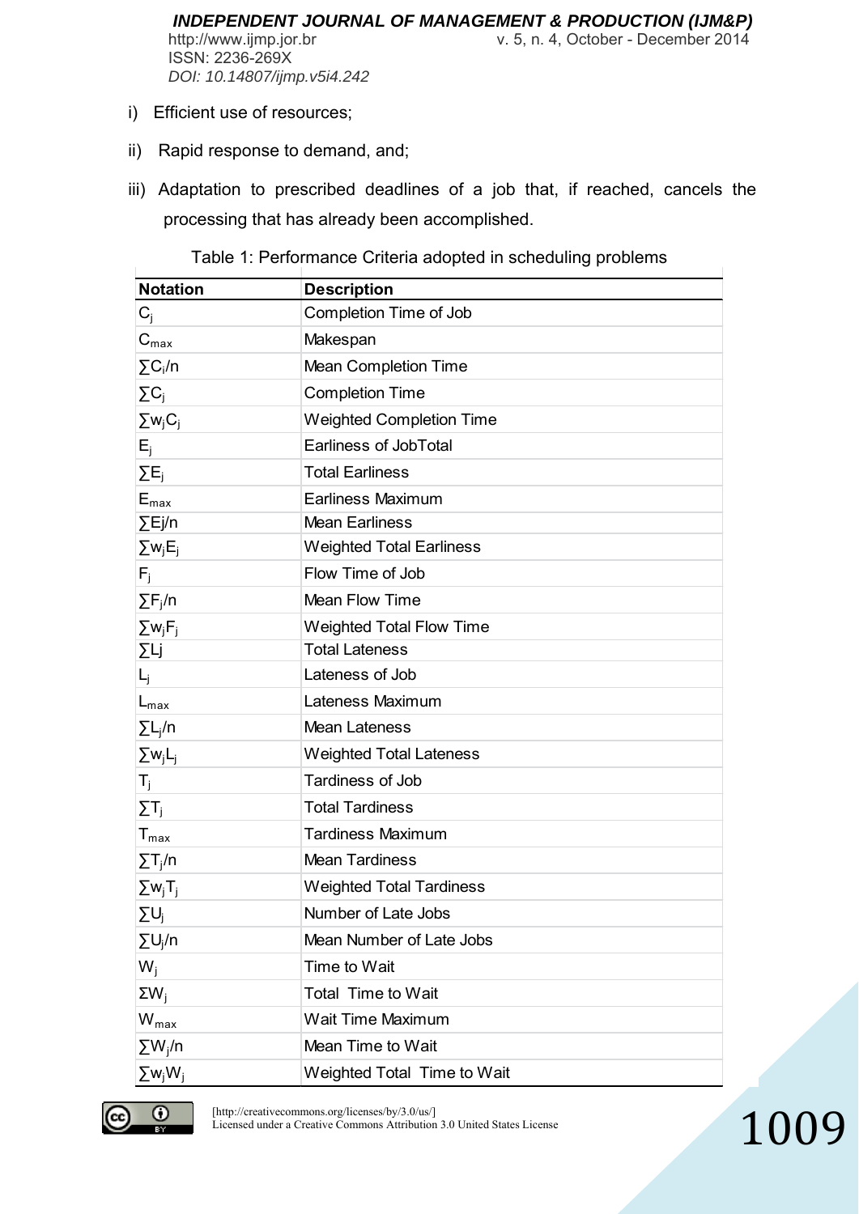i) Efficient use of resources;

ii) Rapid response to demand, and;

iii) Adaptation to prescribed deadlines of a job that, if reached, cancels the processing that has already been accomplished.

Table 1: Performance Criteria adopted in scheduling problems

| Notation | Description |
|---|---|
| $C_j$ | Completion Time of Job |
| $C_{max}$ | Makespan |
| $\sum C_i/n$ | Mean Completion Time |
| $\sum C_j$ | Completion Time |
| $\sum w_j C_j$ | Weighted Completion Time |
| $E_j$ | Earliness of JobTotal |
| $\sum E_j$ | Total Earliness |
| $E_{max}$ | Earliness Maximum |
| $\sum Ej/n$ | Mean Earliness |
| $\sum w_j E_j$ | Weighted Total Earliness |
| $F_j$ | Flow Time of Job |
| $\sum F_j/n$ | Mean Flow Time |
| $\sum w_j F_j$ | Weighted Total Flow Time |
| $\sum Lj$ | Total Lateness |
| $L_j$ | Lateness of Job |
| $L_{max}$ | Lateness Maximum |
| $\sum L_j/n$ | Mean Lateness |
| $\sum w_j L_j$ | Weighted Total Lateness |
| $T_j$ | Tardiness of Job |
| $\sum T_j$ | Total Tardiness |
| $T_{max}$ | Tardiness Maximum |
| $\sum T_j/n$ | Mean Tardiness |
| $\sum w_j T_j$ | Weighted Total Tardiness |
| $\sum U_j$ | Number of Late Jobs |
| $\sum U_j/n$ | Mean Number of Late Jobs |
| $W_j$ | Time to Wait |
| $\Sigma W_j$ | Total Time to Wait |
| $W_{max}$ | Wait Time Maximum |
| $\sum W_j/n$ | Mean Time to Wait |
| $\sum w_j W_j$ | Weighted Total Time to Wait |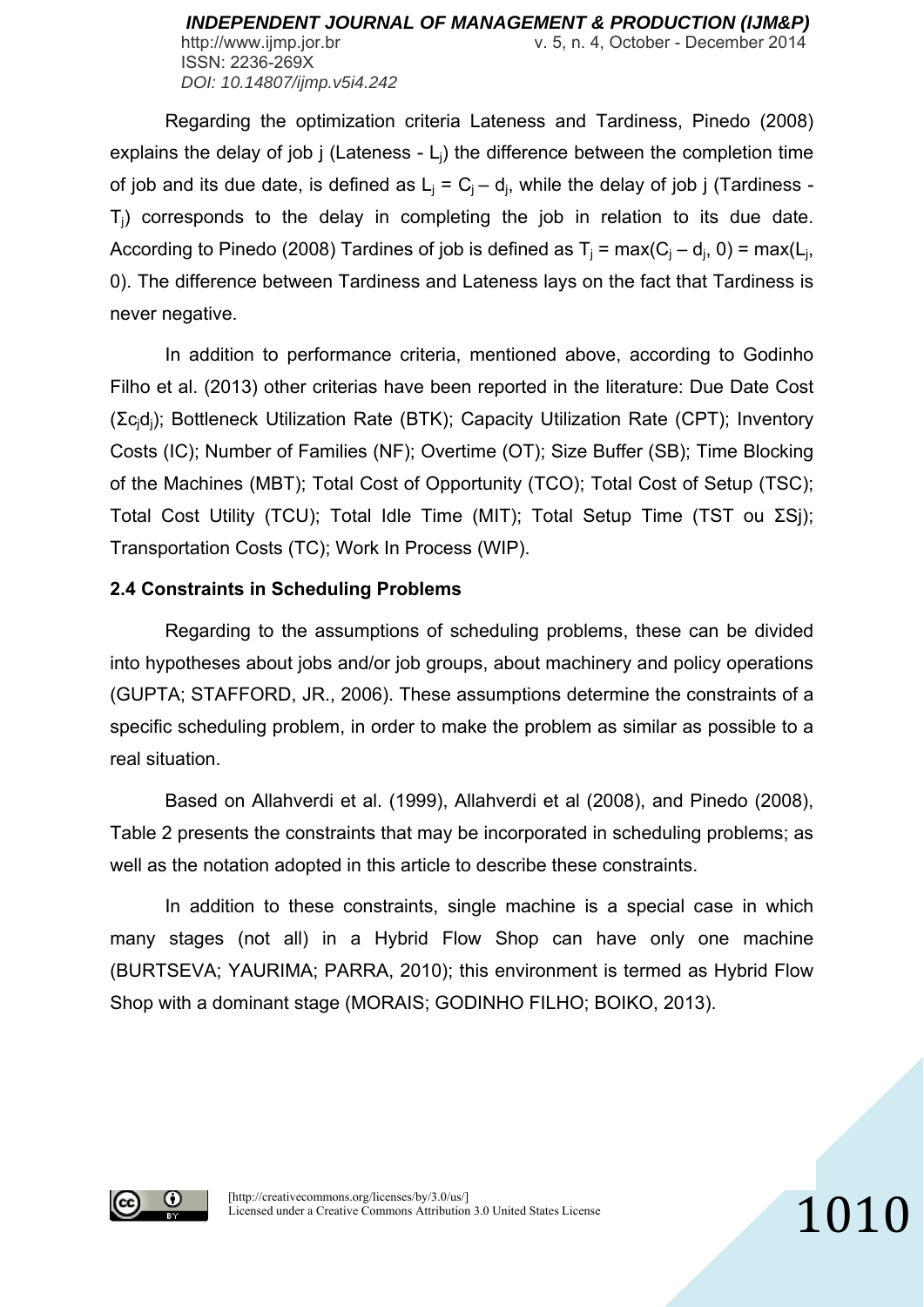Regarding the optimization criteria Lateness and Tardiness, Pinedo (2008) explains the delay of job j (Lateness - $L_j$) the difference between the completion time of job and its due date, is defined as $L_j = C_j – d_j$, while the delay of job j (Tardiness - $T_j$) corresponds to the delay in completing the job in relation to its due date. According to Pinedo (2008) Tardines of job is defined as $T_j = \max(C_j – d_j, 0) = \max(L_j, 0)$. The difference between Tardiness and Lateness lays on the fact that Tardiness is never negative.

In addition to performance criteria, mentioned above, according to Godinho Filho et al. (2013) other criterias have been reported in the literature: Due Date Cost ($\Sigma c_j d_j$); Bottleneck Utilization Rate (BTK); Capacity Utilization Rate (CPT); Inventory Costs (IC); Number of Families (NF); Overtime (OT); Size Buffer (SB); Time Blocking of the Machines (MBT); Total Cost of Opportunity (TCO); Total Cost of Setup (TSC); Total Cost Utility (TCU); Total Idle Time (MIT); Total Setup Time (TST ou $\Sigma$Sj); Transportation Costs (TC); Work In Process (WIP).

### 2.4 Constraints in Scheduling Problems

Regarding to the assumptions of scheduling problems, these can be divided into hypotheses about jobs and/or job groups, about machinery and policy operations (GUPTA; STAFFORD, JR., 2006). These assumptions determine the constraints of a specific scheduling problem, in order to make the problem as similar as possible to a real situation.

Based on Allahverdi et al. (1999), Allahverdi et al (2008), and Pinedo (2008), Table 2 presents the constraints that may be incorporated in scheduling problems; as well as the notation adopted in this article to describe these constraints.

In addition to these constraints, single machine is a special case in which many stages (not all) in a Hybrid Flow Shop can have only one machine (BURTSEVA; YAURIMA; PARRA, 2010); this environment is termed as Hybrid Flow Shop with a dominant stage (MORAIS; GODINHO FILHO; BOIKO, 2013).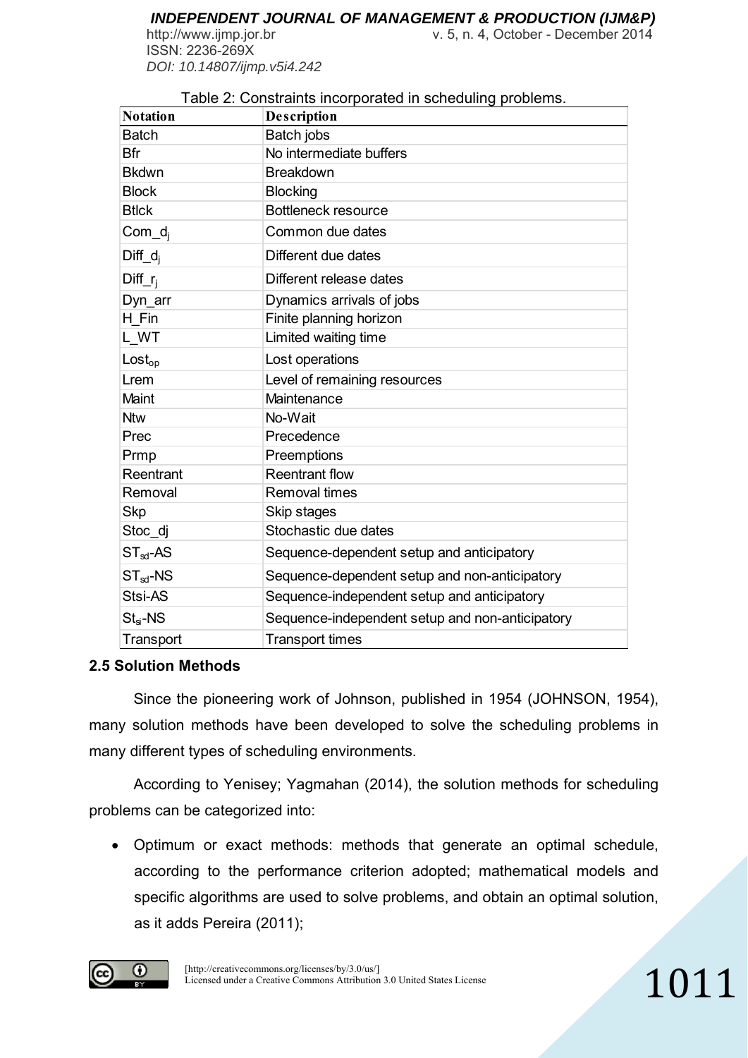Table 2: Constraints incorporated in scheduling problems.

| Notation | Description |
|---|---|
| Batch | Batch jobs |
| Bfr | No intermediate buffers |
| Bkdwn | Breakdown |
| Block | Blocking |
| Btlck | Bottleneck resource |
| Com_$d_j$ | Common due dates |
| Diff_$d_j$ | Different due dates |
| Diff_$r_j$ | Different release dates |
| Dyn_arr | Dynamics arrivals of jobs |
| H_Fin | Finite planning horizon |
| L_WT | Limited waiting time |
| $Lost_{op}$ | Lost operations |
| Lrem | Level of remaining resources |
| Maint | Maintenance |
| Ntw | No-Wait |
| Prec | Precedence |
| Prmp | Preemptions |
| Reentrant | Reentrant flow |
| Removal | Removal times |
| Skp | Skip stages |
| Stoc_dj | Stochastic due dates |
| $ST_{sd}$-AS | Sequence-dependent setup and anticipatory |
| $ST_{sd}$-NS | Sequence-dependent setup and non-anticipatory |
| Stsi-AS | Sequence-independent setup and anticipatory |
| $St_{si}$-NS | Sequence-independent setup and non-anticipatory |
| Transport | Transport times |

### 2.5 Solution Methods

Since the pioneering work of Johnson, published in 1954 (JOHNSON, 1954), many solution methods have been developed to solve the scheduling problems in many different types of scheduling environments.

According to Yenisey; Yagmahan (2014), the solution methods for scheduling problems can be categorized into:

- Optimum or exact methods: methods that generate an optimal schedule, according to the performance criterion adopted; mathematical models and specific algorithms are used to solve problems, and obtain an optimal solution, as it adds Pereira (2011);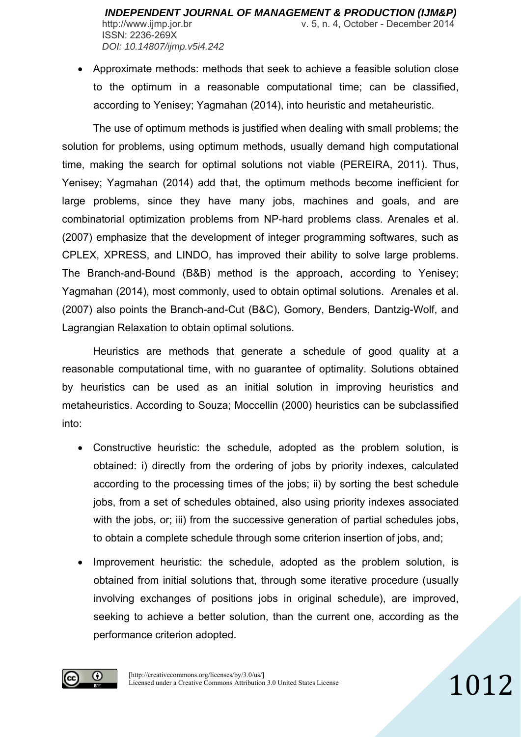- Approximate methods: methods that seek to achieve a feasible solution close to the optimum in a reasonable computational time; can be classified, according to Yenisey; Yagmahan (2014), into heuristic and metaheuristic.

The use of optimum methods is justified when dealing with small problems; the solution for problems, using optimum methods, usually demand high computational time, making the search for optimal solutions not viable (PEREIRA, 2011). Thus, Yenisey; Yagmahan (2014) add that, the optimum methods become inefficient for large problems, since they have many jobs, machines and goals, and are combinatorial optimization problems from NP-hard problems class. Arenales et al. (2007) emphasize that the development of integer programming softwares, such as CPLEX, XPRESS, and LINDO, has improved their ability to solve large problems. The Branch-and-Bound (B&B) method is the approach, according to Yenisey; Yagmahan (2014), most commonly, used to obtain optimal solutions. Arenales et al. (2007) also points the Branch-and-Cut (B&C), Gomory, Benders, Dantzig-Wolf, and Lagrangian Relaxation to obtain optimal solutions.

Heuristics are methods that generate a schedule of good quality at a reasonable computational time, with no guarantee of optimality. Solutions obtained by heuristics can be used as an initial solution in improving heuristics and metaheuristics. According to Souza; Moccellin (2000) heuristics can be subclassified into:

- Constructive heuristic: the schedule, adopted as the problem solution, is obtained: i) directly from the ordering of jobs by priority indexes, calculated according to the processing times of the jobs; ii) by sorting the best schedule jobs, from a set of schedules obtained, also using priority indexes associated with the jobs, or; iii) from the successive generation of partial schedules jobs, to obtain a complete schedule through some criterion insertion of jobs, and;

- Improvement heuristic: the schedule, adopted as the problem solution, is obtained from initial solutions that, through some iterative procedure (usually involving exchanges of positions jobs in original schedule), are improved, seeking to achieve a better solution, than the current one, according as the performance criterion adopted.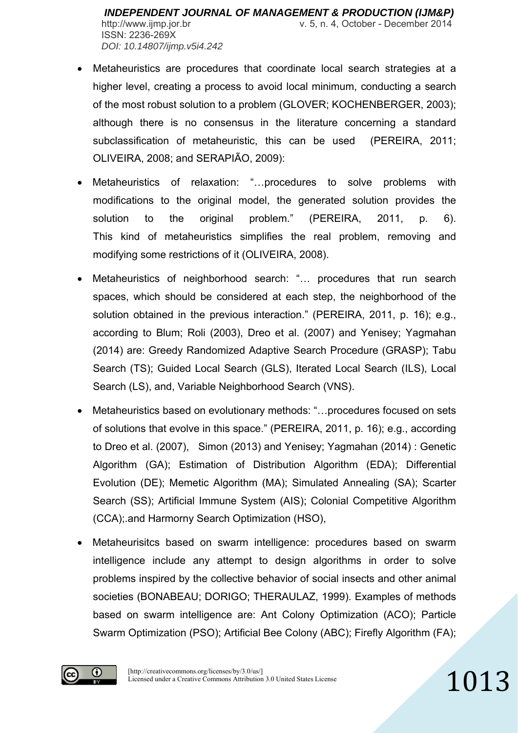- Metaheuristics are procedures that coordinate local search strategies at a higher level, creating a process to avoid local minimum, conducting a search of the most robust solution to a problem (GLOVER; KOCHENBERGER, 2003); although there is no consensus in the literature concerning a standard subclassification of metaheuristic, this can be used (PEREIRA, 2011; OLIVEIRA, 2008; and SERAPIÃO, 2009):

- Metaheuristics of relaxation: "…procedures to solve problems with modifications to the original model, the generated solution provides the solution to the original problem." (PEREIRA, 2011, p. 6). This kind of metaheuristics simplifies the real problem, removing and modifying some restrictions of it (OLIVEIRA, 2008).

- Metaheuristics of neighborhood search: "… procedures that run search spaces, which should be considered at each step, the neighborhood of the solution obtained in the previous interaction." (PEREIRA, 2011, p. 16); e.g., according to Blum; Roli (2003), Dreo et al. (2007) and Yenisey; Yagmahan (2014) are: Greedy Randomized Adaptive Search Procedure (GRASP); Tabu Search (TS); Guided Local Search (GLS), Iterated Local Search (ILS), Local Search (LS), and, Variable Neighborhood Search (VNS).

- Metaheuristics based on evolutionary methods: "…procedures focused on sets of solutions that evolve in this space." (PEREIRA, 2011, p. 16); e.g., according to Dreo et al. (2007), Simon (2013) and Yenisey; Yagmahan (2014) : Genetic Algorithm (GA); Estimation of Distribution Algorithm (EDA); Differential Evolution (DE); Memetic Algorithm (MA); Simulated Annealing (SA); Scarter Search (SS); Artificial Immune System (AIS); Colonial Competitive Algorithm (CCA);.and Harmorny Search Optimization (HSO),

- Metaheurisitcs based on swarm intelligence: procedures based on swarm intelligence include any attempt to design algorithms in order to solve problems inspired by the collective behavior of social insects and other animal societies (BONABEAU; DORIGO; THERAULAZ, 1999). Examples of methods based on swarm intelligence are: Ant Colony Optimization (ACO); Particle Swarm Optimization (PSO); Artificial Bee Colony (ABC); Firefly Algorithm (FA);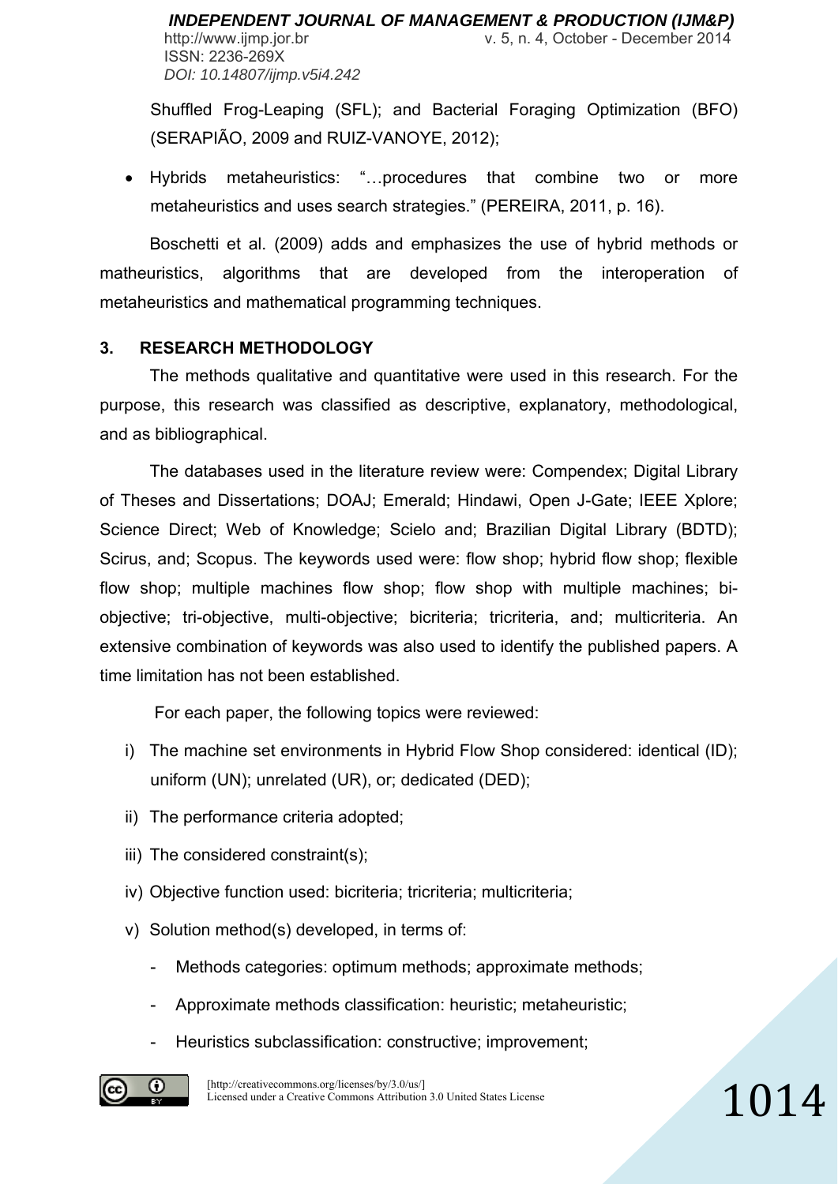Shuffled Frog-Leaping (SFL); and Bacterial Foraging Optimization (BFO) (SERAPIÃO, 2009 and RUIZ-VANOYE, 2012);

- Hybrids metaheuristics: "…procedures that combine two or more metaheuristics and uses search strategies." (PEREIRA, 2011, p. 16).

Boschetti et al. (2009) adds and emphasizes the use of hybrid methods or matheuristics, algorithms that are developed from the interoperation of metaheuristics and mathematical programming techniques.

## 3. RESEARCH METHODOLOGY

The methods qualitative and quantitative were used in this research. For the purpose, this research was classified as descriptive, explanatory, methodological, and as bibliographical.

The databases used in the literature review were: Compendex; Digital Library of Theses and Dissertations; DOAJ; Emerald; Hindawi, Open J-Gate; IEEE Xplore; Science Direct; Web of Knowledge; Scielo and; Brazilian Digital Library (BDTD); Scirus, and; Scopus. The keywords used were: flow shop; hybrid flow shop; flexible flow shop; multiple machines flow shop; flow shop with multiple machines; bi-objective; tri-objective, multi-objective; bicriteria; tricriteria, and; multicriteria. An extensive combination of keywords was also used to identify the published papers. A time limitation has not been established.

For each paper, the following topics were reviewed:

i) The machine set environments in Hybrid Flow Shop considered: identical (ID); uniform (UN); unrelated (UR), or; dedicated (DED);

ii) The performance criteria adopted;

iii) The considered constraint(s);

iv) Objective function used: bicriteria; tricriteria; multicriteria;

v) Solution method(s) developed, in terms of:

   - Methods categories: optimum methods; approximate methods;
   - Approximate methods classification: heuristic; metaheuristic;
   - Heuristics subclassification: constructive; improvement;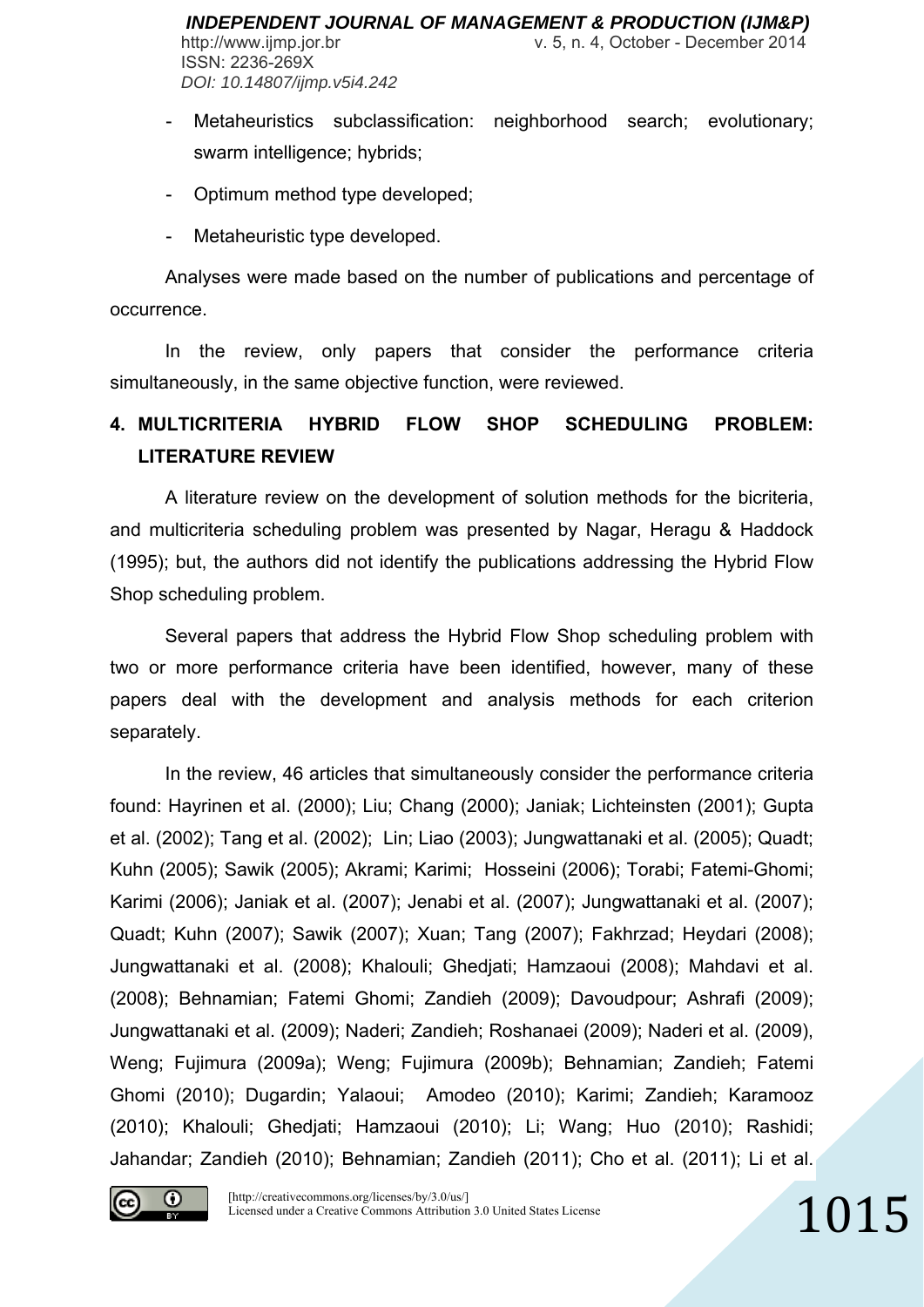- Metaheuristics subclassification: neighborhood search; evolutionary; swarm intelligence; hybrids;
- Optimum method type developed;
- Metaheuristic type developed.

Analyses were made based on the number of publications and percentage of occurrence.

In the review, only papers that consider the performance criteria simultaneously, in the same objective function, were reviewed.

## 4. MULTICRITERIA HYBRID FLOW SHOP SCHEDULING PROBLEM: LITERATURE REVIEW

A literature review on the development of solution methods for the bicriteria, and multicriteria scheduling problem was presented by Nagar, Heragu & Haddock (1995); but, the authors did not identify the publications addressing the Hybrid Flow Shop scheduling problem.

Several papers that address the Hybrid Flow Shop scheduling problem with two or more performance criteria have been identified, however, many of these papers deal with the development and analysis methods for each criterion separately.

In the review, 46 articles that simultaneously consider the performance criteria found: Hayrinen et al. (2000); Liu; Chang (2000); Janiak; Lichteinsten (2001); Gupta et al. (2002); Tang et al. (2002); Lin; Liao (2003); Jungwattanaki et al. (2005); Quadt; Kuhn (2005); Sawik (2005); Akrami; Karimi; Hosseini (2006); Torabi; Fatemi-Ghomi; Karimi (2006); Janiak et al. (2007); Jenabi et al. (2007); Jungwattanaki et al. (2007); Quadt; Kuhn (2007); Sawik (2007); Xuan; Tang (2007); Fakhrzad; Heydari (2008); Jungwattanaki et al. (2008); Khalouli; Ghedjati; Hamzaoui (2008); Mahdavi et al. (2008); Behnamian; Fatemi Ghomi; Zandieh (2009); Davoudpour; Ashrafi (2009); Jungwattanaki et al. (2009); Naderi; Zandieh; Roshanaei (2009); Naderi et al. (2009), Weng; Fujimura (2009a); Weng; Fujimura (2009b); Behnamian; Zandieh; Fatemi Ghomi (2010); Dugardin; Yalaoui; Amodeo (2010); Karimi; Zandieh; Karamooz (2010); Khalouli; Ghedjati; Hamzaoui (2010); Li; Wang; Huo (2010); Rashidi; Jahandar; Zandieh (2010); Behnamian; Zandieh (2011); Cho et al. (2011); Li et al.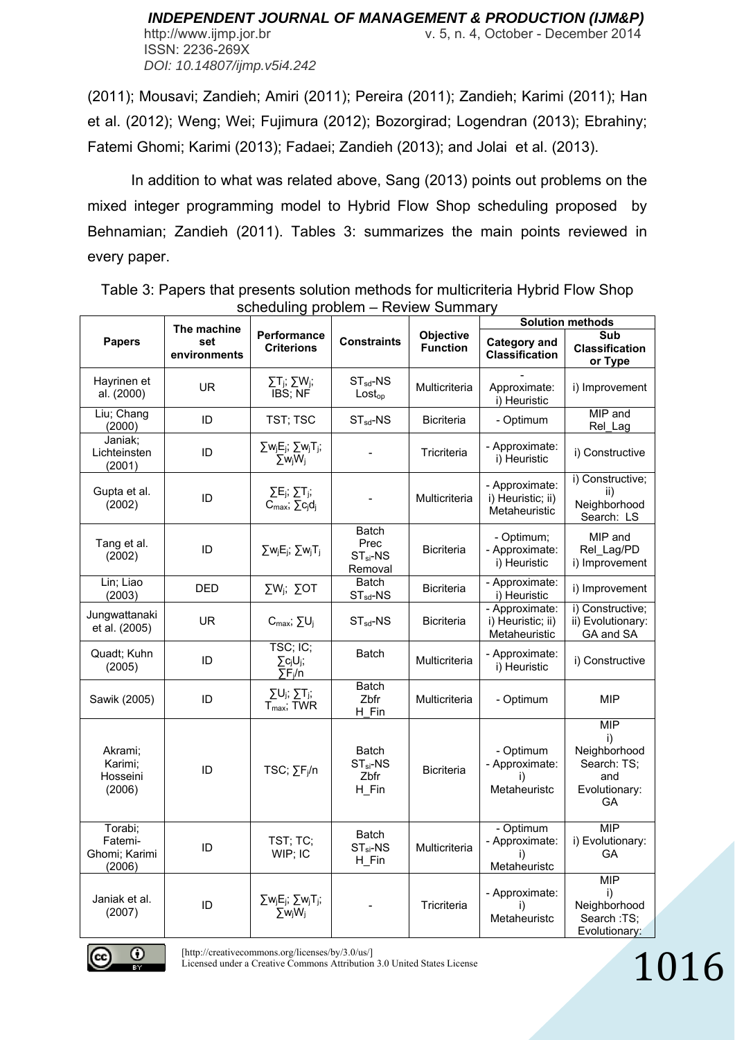(2011); Mousavi; Zandieh; Amiri (2011); Pereira (2011); Zandieh; Karimi (2011); Han et al. (2012); Weng; Wei; Fujimura (2012); Bozorgirad; Logendran (2013); Ebrahiny; Fatemi Ghomi; Karimi (2013); Fadaei; Zandieh (2013); and Jolai et al. (2013).

In addition to what was related above, Sang (2013) points out problems on the mixed integer programming model to Hybrid Flow Shop scheduling proposed by Behnamian; Zandieh (2011). Tables 3: summarizes the main points reviewed in every paper.

Table 3: Papers that presents solution methods for multicriteria Hybrid Flow Shop scheduling problem – Review Summary

| Papers | The machine set environments | Performance Criterions | Constraints | Objective Function | Solution methods | |
|---|---|---|---|---|---|---|
| | | | | | Category and Classification | Sub Classification or Type |
| Hayrinen et al. (2000) | UR | $\sum T_j$; $\sum W_j$; IBS; NF | $ST_{sd}$-NS $Lost_{op}$ | Multicriteria | - Approximate: i) Heuristic | i) Improvement |
| Liu; Chang (2000) | ID | TST; TSC | $ST_{sd}$-NS | Bicriteria | - Optimum | MIP and Rel_Lag |
| Janiak; Lichteinsten (2001) | ID | $\sum w_jE_j$; $\sum w_jT_j$; $\sum w_jW_j$ | - | Tricriteria | - Approximate: i) Heuristic | i) Constructive |
| Gupta et al. (2002) | ID | $\sum E_j$; $\sum T_j$; $C_{max}$; $\sum c_jd_j$ | - | Multicriteria | - Approximate: i) Heuristic; ii) Metaheuristic | i) Constructive; ii) Neighborhood Search: LS |
| Tang et al. (2002) | ID | $\sum w_jE_j$; $\sum w_jT_j$ | Batch Prec $ST_{si}$-NS Removal | Bicriteria | - Optimum; - Approximate: i) Heuristic | MIP and Rel_Lag/PD i) Improvement |
| Lin; Liao (2003) | DED | $\sum W_j$; $\sum OT$ | Batch $ST_{sd}$-NS | Bicriteria | - Approximate: i) Heuristic | i) Improvement |
| Jungwattanaki et al. (2005) | UR | $C_{max}$; $\sum U_j$ | $ST_{sd}$-NS | Bicriteria | - Approximate: i) Heuristic; ii) Metaheuristic | i) Constructive; ii) Evolutionary: GA and SA |
| Quadt; Kuhn (2005) | ID | TSC; IC; $\sum c_jU_j$; $\sum F_j/n$ | Batch | Multicriteria | - Approximate: i) Heuristic | i) Constructive |
| Sawik (2005) | ID | $\sum U_j$; $\sum T_j$; $T_{max}$; TWR | Batch Zbfr H_Fin | Multicriteria | - Optimum | MIP |
| Akrami; Karimi; Hosseini (2006) | ID | TSC; $\sum F_j/n$ | Batch $ST_{si}$-NS Zbfr H_Fin | Bicriteria | - Optimum - Approximate: i) Metaheuristc | MIP i) Neighborhood Search: TS; and Evolutionary: GA |
| Torabi; Fatemi-Ghomi; Karimi (2006) | ID | TST; TC; WIP; IC | Batch $ST_{si}$-NS H_Fin | Multicriteria | - Optimum - Approximate: i) Metaheuristc | MIP i) Evolutionary: GA |
| Janiak et al. (2007) | ID | $\sum w_jE_j$; $\sum w_jT_j$; $\sum w_jW_j$ | - | Tricriteria | - Approximate: i) Metaheuristc | MIP i) Neighborhood Search :TS; Evolutionary: |

[http://creativecommons.org/licenses/by/3.0/us/]
Licensed under a Creative Commons Attribution 3.0 United States License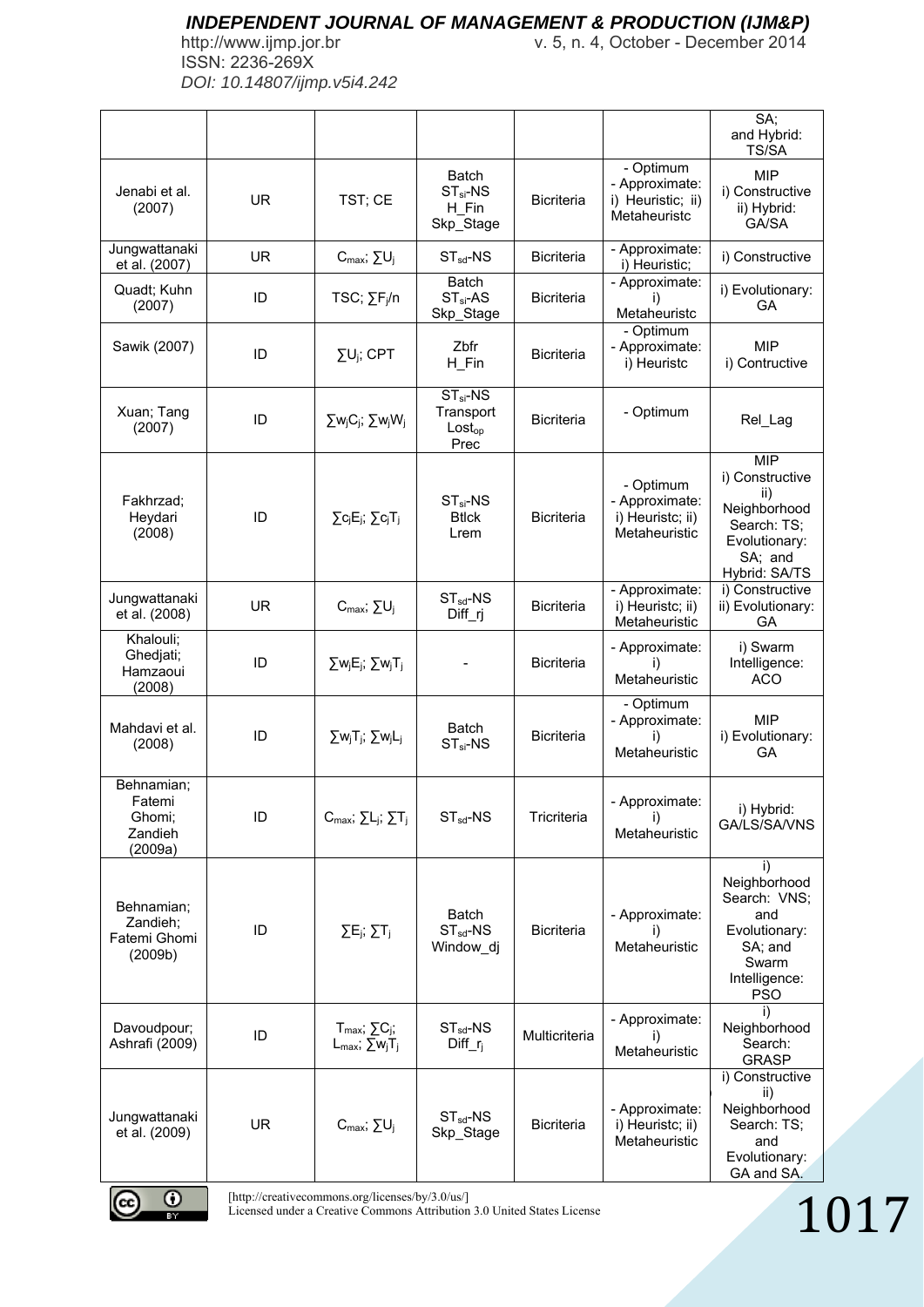| | | | | | | |
|---|---|---|---|---|---|---|
| | | | | | | SA; and Hybrid: TS/SA |
| Jenabi et al. (2007) | UR | TST; CE | Batch $ST_{si}$-NS H_Fin Skp_Stage | Bicriteria | - Optimum - Approximate: i) Heuristic; ii) Metaheuristc | MIP i) Constructive ii) Hybrid: GA/SA |
| Jungwattanaki et al. (2007) | UR | $C_{max}$; $\sum U_j$ | $ST_{sd}$-NS | Bicriteria | - Approximate: i) Heuristic; | i) Constructive |
| Quadt; Kuhn (2007) | ID | TSC; $\sum F_j/n$ | Batch $ST_{si}$-AS Skp_Stage | Bicriteria | - Approximate: i) Metaheuristc | i) Evolutionary: GA |
| Sawik (2007) | ID | $\sum U_j$; CPT | Zbfr H_Fin | Bicriteria | - Optimum - Approximate: i) Heuristc | MIP i) Contructive |
| Xuan; Tang (2007) | ID | $\sum w_jC_j$; $\sum w_jW_j$ | $ST_{si}$-NS Transport $Lost_{op}$ Prec | Bicriteria | - Optimum | Rel_Lag |
| Fakhrzad; Heydari (2008) | ID | $\sum c_jE_j$; $\sum c_jT_j$ | $ST_{si}$-NS Btlck Lrem | Bicriteria | - Optimum - Approximate: i) Heuristc; ii) Metaheuristic | MIP i) Constructive ii) Neighborhood Search: TS; Evolutionary: SA; and Hybrid: SA/TS |
| Jungwattanaki et al. (2008) | UR | $C_{max}$; $\sum U_j$ | $ST_{sd}$-NS Diff_rj | Bicriteria | - Approximate: i) Heuristc; ii) Metaheuristic | i) Constructive ii) Evolutionary: GA |
| Khalouli; Ghedjati; Hamzaoui (2008) | ID | $\sum w_jE_j$; $\sum w_jT_j$ | - | Bicriteria | - Approximate: i) Metaheuristic | i) Swarm Intelligence: ACO |
| Mahdavi et al. (2008) | ID | $\sum w_jT_j$; $\sum w_jL_j$ | Batch $ST_{si}$-NS | Bicriteria | - Optimum - Approximate: i) Metaheuristic | MIP i) Evolutionary: GA |
| Behnamian; Fatemi Ghomi; Zandieh (2009a) | ID | $C_{max}$; $\sum L_j$; $\sum T_j$ | $ST_{sd}$-NS | Tricriteria | - Approximate: i) Metaheuristic | i) Hybrid: GA/LS/SA/VNS |
| Behnamian; Zandieh; Fatemi Ghomi (2009b) | ID | $\sum E_j$; $\sum T_j$ | Batch $ST_{sd}$-NS Window_dj | Bicriteria | - Approximate: i) Metaheuristic | i) Neighborhood Search: VNS; and Evolutionary: SA; and Swarm Intelligence: PSO |
| Davoudpour; Ashrafi (2009) | ID | $T_{max}$; $\sum C_j$; $L_{max}$; $\sum w_jT_j$ | $ST_{sd}$-NS Diff_$r_j$ | Multicriteria | - Approximate: i) Metaheuristic | i) Neighborhood Search: GRASP |
| Jungwattanaki et al. (2009) | UR | $C_{max}$; $\sum U_j$ | $ST_{sd}$-NS Skp_Stage | Bicriteria | - Approximate: i) Heuristc; ii) Metaheuristic | i) Constructive ii) Neighborhood Search: TS; and Evolutionary: GA and SA. |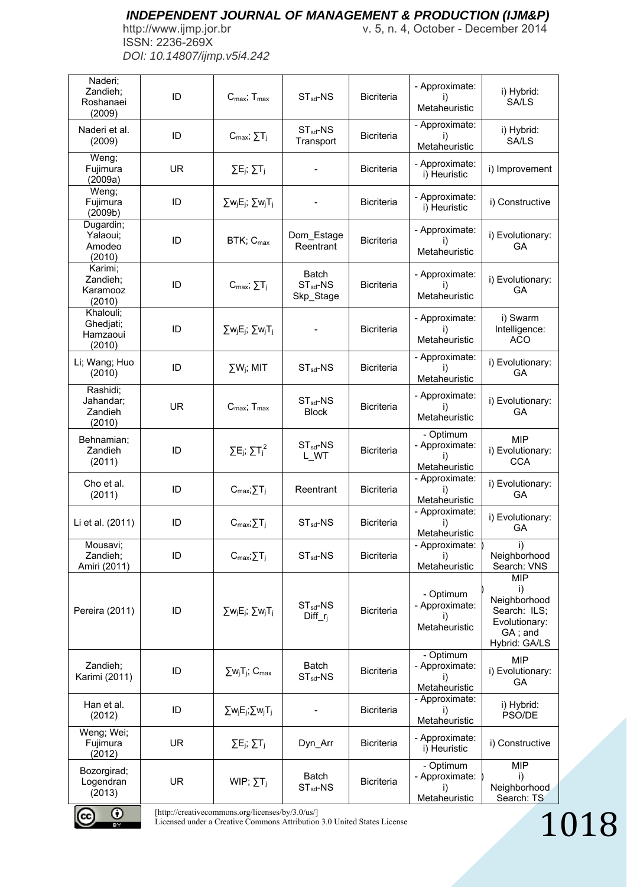| Naderi; Zandieh; Roshanaei (2009) | ID | $C_{max}$; $T_{max}$ | $ST_{sd}$-NS | Bicriteria | - Approximate: i) Metaheuristic | i) Hybrid: SA/LS |
|---|---|---|---|---|---|---|
| Naderi et al. (2009) | ID | $C_{max}$; $\sum T_j$ | $ST_{sd}$-NS Transport | Bicriteria | - Approximate: i) Metaheuristic | i) Hybrid: SA/LS |
| Weng; Fujimura (2009a) | UR | $\sum E_j$; $\sum T_j$ | - | Bicriteria | - Approximate: i) Heuristic | i) Improvement |
| Weng; Fujimura (2009b) | ID | $\sum w_j E_j$; $\sum w_j T_j$ | - | Bicriteria | - Approximate: i) Heuristic | i) Constructive |
| Dugardin; Yalaoui; Amodeo (2010) | ID | BTK; $C_{max}$ | Dom_Estage Reentrant | Bicriteria | - Approximate: i) Metaheuristic | i) Evolutionary: GA |
| Karimi; Zandieh; Karamooz (2010) | ID | $C_{max}$; $\sum T_j$ | Batch $ST_{sd}$-NS Skp_Stage | Bicriteria | - Approximate: i) Metaheuristic | i) Evolutionary: GA |
| Khalouli; Ghedjati; Hamzaoui (2010) | ID | $\sum w_j E_j$; $\sum w_j T_j$ | - | Bicriteria | - Approximate: i) Metaheuristic | i) Swarm Intelligence: ACO |
| Li; Wang; Huo (2010) | ID | $\sum W_j$; MIT | $ST_{sd}$-NS | Bicriteria | - Approximate: i) Metaheuristic | i) Evolutionary: GA |
| Rashidi; Jahandar; Zandieh (2010) | UR | $C_{max}$; $T_{max}$ | $ST_{sd}$-NS Block | Bicriteria | - Approximate: i) Metaheuristic | i) Evolutionary: GA |
| Behnamian; Zandieh (2011) | ID | $\sum E_j$; $\sum T_j^2$ | $ST_{sd}$-NS L_WT | Bicriteria | - Optimum - Approximate: i) Metaheuristic | MIP i) Evolutionary: CCA |
| Cho et al. (2011) | ID | $C_{max}$;$\sum T_j$ | Reentrant | Bicriteria | - Approximate: i) Metaheuristic | i) Evolutionary: GA |
| Li et al. (2011) | ID | $C_{max}$;$\sum T_j$ | $ST_{sd}$-NS | Bicriteria | - Approximate: i) Metaheuristic | i) Evolutionary: GA |
| Mousavi; Zandieh; Amiri (2011) | ID | $C_{max}$;$\sum T_j$ | $ST_{sd}$-NS | Bicriteria | - Approximate: i) Metaheuristic | i) Neighborhood Search: VNS |
| Pereira (2011) | ID | $\sum w_j E_j$; $\sum w_j T_j$ | $ST_{sd}$-NS Diff_$r_j$ | Bicriteria | - Optimum - Approximate: i) Metaheuristic | MIP i) Neighborhood Search: ILS; Evolutionary: GA ; and Hybrid: GA/LS |
| Zandieh; Karimi (2011) | ID | $\sum w_j T_j$; $C_{max}$ | Batch $ST_{sd}$-NS | Bicriteria | - Optimum - Approximate: i) Metaheuristic | MIP i) Evolutionary: GA |
| Han et al. (2012) | ID | $\sum w_j E_j$;$\sum w_j T_j$ | - | Bicriteria | - Approximate: i) Metaheuristic | i) Hybrid: PSO/DE |
| Weng; Wei; Fujimura (2012) | UR | $\sum E_j$; $\sum T_j$ | Dyn_Arr | Bicriteria | - Approximate: i) Heuristic | i) Constructive |
| Bozorgirad; Logendran (2013) | UR | WIP; $\sum T_j$ | Batch $ST_{sd}$-NS | Bicriteria | - Optimum - Approximate: i) Metaheuristic | MIP i) Neighborhood Search: TS |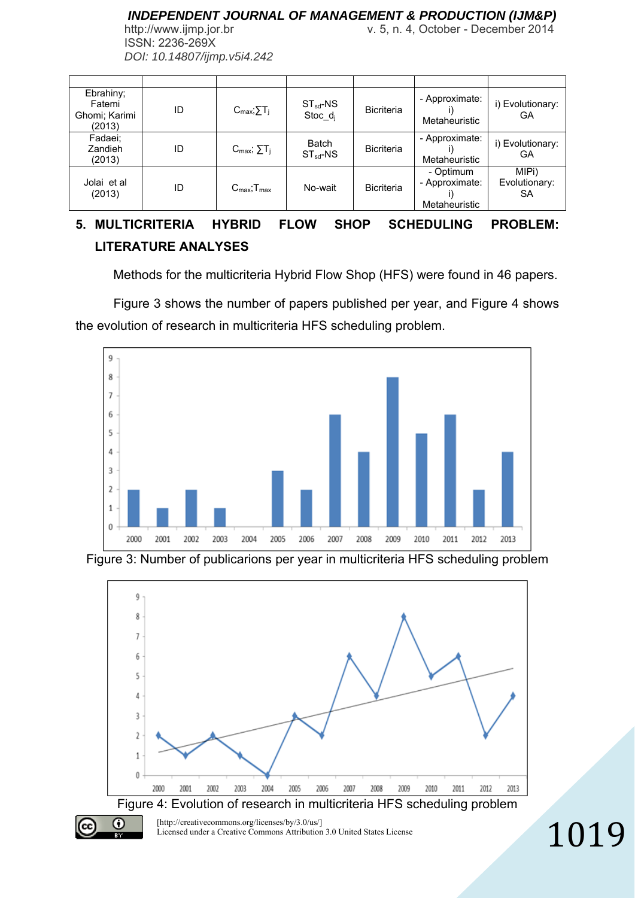| | | | | | | |
|---|---|---|---|---|---|---|
| Ebrahiny; Fatemi Ghomi; Karimi (2013) | ID | $C_{max}$;$\sum T_j$ | $ST_{sd}$-NS Stoc_$d_j$ | Bicriteria | - Approximate: i) Metaheuristic | i) Evolutionary: GA |
| Fadaei; Zandieh (2013) | ID | $C_{max}$; $\sum T_j$ | Batch $ST_{sd}$-NS | Bicriteria | - Approximate: i) Metaheuristic | i) Evolutionary: GA |
| Jolai et al (2013) | ID | $C_{max}$;$T_{max}$ | No-wait | Bicriteria | - Optimum - Approximate: i) Metaheuristic | MIPi) Evolutionary: SA |

## 5. MULTICRITERIA HYBRID FLOW SHOP SCHEDULING PROBLEM: LITERATURE ANALYSES

Methods for the multicriteria Hybrid Flow Shop (HFS) were found in 46 papers.

Figure 3 shows the number of papers published per year, and Figure 4 shows the evolution of research in multicriteria HFS scheduling problem.

Figure 3: Number of publicarions per year in multicriteria HFS scheduling problem

Figure 4: Evolution of research in multicriteria HFS scheduling problem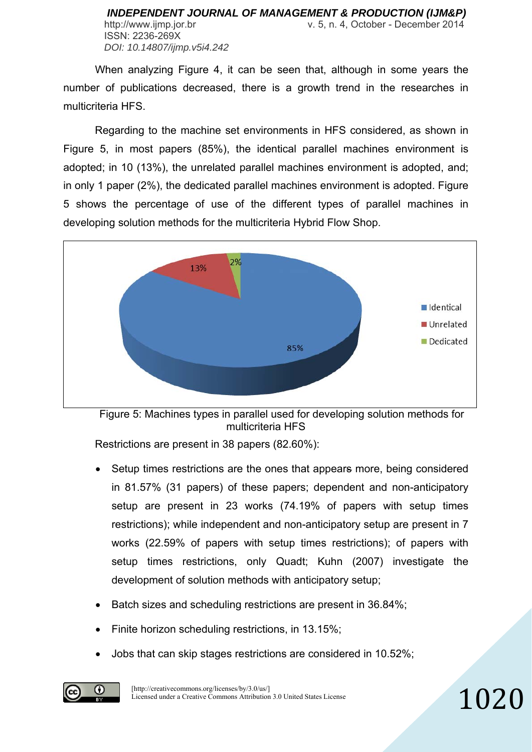When analyzing Figure 4, it can be seen that, although in some years the number of publications decreased, there is a growth trend in the researches in multicriteria HFS.

Regarding to the machine set environments in HFS considered, as shown in Figure 5, in most papers (85%), the identical parallel machines environment is adopted; in 10 (13%), the unrelated parallel machines environment is adopted, and; in only 1 paper (2%), the dedicated parallel machines environment is adopted. Figure 5 shows the percentage of use of the different types of parallel machines in developing solution methods for the multicriteria Hybrid Flow Shop.

Figure 5: Machines types in parallel used for developing solution methods for multicriteria HFS

Restrictions are present in 38 papers (82.60%):

- Setup times restrictions are the ones that appears more, being considered in 81.57% (31 papers) of these papers; dependent and non-anticipatory setup are present in 23 works (74.19% of papers with setup times restrictions); while independent and non-anticipatory setup are present in 7 works (22.59% of papers with setup times restrictions); of papers with setup times restrictions, only Quadt; Kuhn (2007) investigate the development of solution methods with anticipatory setup;
- Batch sizes and scheduling restrictions are present in 36.84%;
- Finite horizon scheduling restrictions, in 13.15%;
- Jobs that can skip stages restrictions are considered in 10.52%;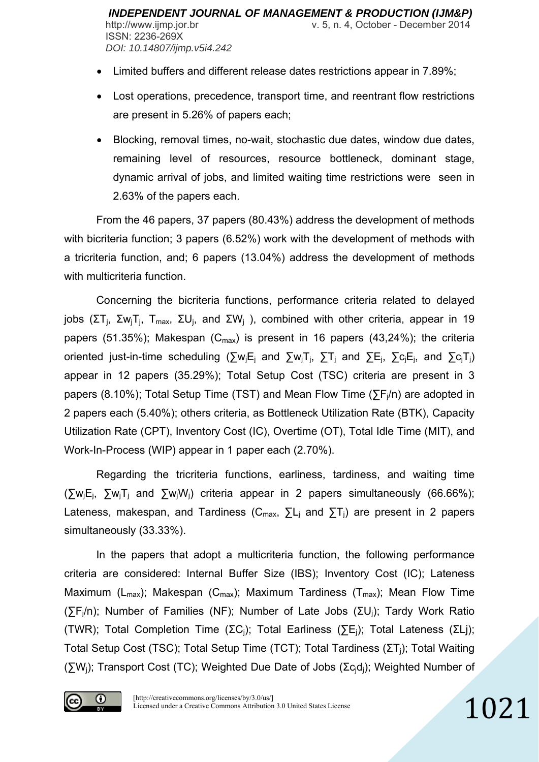- Limited buffers and different release dates restrictions appear in 7.89%;
- Lost operations, precedence, transport time, and reentrant flow restrictions are present in 5.26% of papers each;
- Blocking, removal times, no-wait, stochastic due dates, window due dates, remaining level of resources, resource bottleneck, dominant stage, dynamic arrival of jobs, and limited waiting time restrictions were seen in 2.63% of the papers each.

From the 46 papers, 37 papers (80.43%) address the development of methods with bicriteria function; 3 papers (6.52%) work with the development of methods with a tricriteria function, and; 6 papers (13.04%) address the development of methods with multicriteria function.

Concerning the bicriteria functions, performance criteria related to delayed jobs ($\Sigma T_j$, $\Sigma w_j T_j$, $T_{max}$, $\Sigma U_j$, and $\Sigma W_j$ ), combined with other criteria, appear in 19 papers (51.35%); Makespan ($C_{max}$) is present in 16 papers (43,24%); the criteria oriented just-in-time scheduling ($\sum w_j E_j$ and $\sum w_j T_j$, $\sum T_j$ and $\sum E_j$, $\sum c_j E_j$, and $\sum c_j T_j$) appear in 12 papers (35.29%); Total Setup Cost (TSC) criteria are present in 3 papers (8.10%); Total Setup Time (TST) and Mean Flow Time ($\sum F_j/n$) are adopted in 2 papers each (5.40%); others criteria, as Bottleneck Utilization Rate (BTK), Capacity Utilization Rate (CPT), Inventory Cost (IC), Overtime (OT), Total Idle Time (MIT), and Work-In-Process (WIP) appear in 1 paper each (2.70%).

Regarding the tricriteria functions, earliness, tardiness, and waiting time ($\sum w_j E_j$, $\sum w_j T_j$ and $\sum w_j W_j$) criteria appear in 2 papers simultaneously (66.66%); Lateness, makespan, and Tardiness ($C_{max}$, $\sum L_j$ and $\sum T_j$) are present in 2 papers simultaneously (33.33%).

In the papers that adopt a multicriteria function, the following performance criteria are considered: Internal Buffer Size (IBS); Inventory Cost (IC); Lateness Maximum ($L_{max}$); Makespan ($C_{max}$); Maximum Tardiness ($T_{max}$); Mean Flow Time ($\sum F_j/n$); Number of Families (NF); Number of Late Jobs ($\Sigma U_j$); Tardy Work Ratio (TWR); Total Completion Time ($\Sigma C_j$); Total Earliness ($\sum E_j$); Total Lateness ($\Sigma Lj$); Total Setup Cost (TSC); Total Setup Time (TCT); Total Tardiness ($\Sigma T_j$); Total Waiting ($\sum W_j$); Transport Cost (TC); Weighted Due Date of Jobs ($\Sigma c_j d_j$); Weighted Number of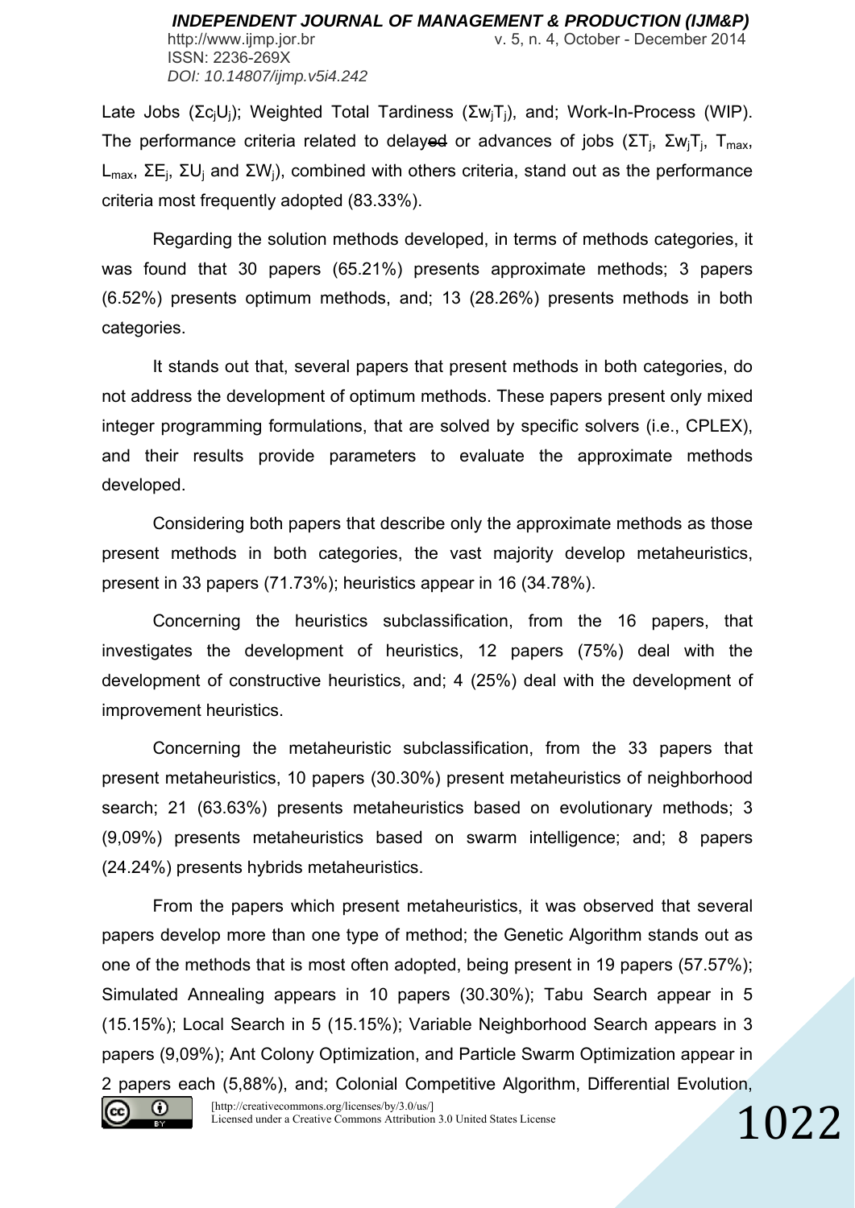Late Jobs ($\Sigma c_jU_j$); Weighted Total Tardiness ($\Sigma w_jT_j$), and; Work-In-Process (WIP). The performance criteria related to delayed or advances of jobs ($\Sigma T_j$, $\Sigma w_jT_j$, $T_{max}$, $L_{max}$, $\Sigma E_j$, $\Sigma U_j$ and $\Sigma W_j$), combined with others criteria, stand out as the performance criteria most frequently adopted (83.33%).

Regarding the solution methods developed, in terms of methods categories, it was found that 30 papers (65.21%) presents approximate methods; 3 papers (6.52%) presents optimum methods, and; 13 (28.26%) presents methods in both categories.

It stands out that, several papers that present methods in both categories, do not address the development of optimum methods. These papers present only mixed integer programming formulations, that are solved by specific solvers (i.e., CPLEX), and their results provide parameters to evaluate the approximate methods developed.

Considering both papers that describe only the approximate methods as those present methods in both categories, the vast majority develop metaheuristics, present in 33 papers (71.73%); heuristics appear in 16 (34.78%).

Concerning the heuristics subclassification, from the 16 papers, that investigates the development of heuristics, 12 papers (75%) deal with the development of constructive heuristics, and; 4 (25%) deal with the development of improvement heuristics.

Concerning the metaheuristic subclassification, from the 33 papers that present metaheuristics, 10 papers (30.30%) present metaheuristics of neighborhood search; 21 (63.63%) presents metaheuristics based on evolutionary methods; 3 (9,09%) presents metaheuristics based on swarm intelligence; and; 8 papers (24.24%) presents hybrids metaheuristics.

From the papers which present metaheuristics, it was observed that several papers develop more than one type of method; the Genetic Algorithm stands out as one of the methods that is most often adopted, being present in 19 papers (57.57%); Simulated Annealing appears in 10 papers (30.30%); Tabu Search appear in 5 (15.15%); Local Search in 5 (15.15%); Variable Neighborhood Search appears in 3 papers (9,09%); Ant Colony Optimization, and Particle Swarm Optimization appear in 2 papers each (5,88%), and; Colonial Competitive Algorithm, Differential Evolution,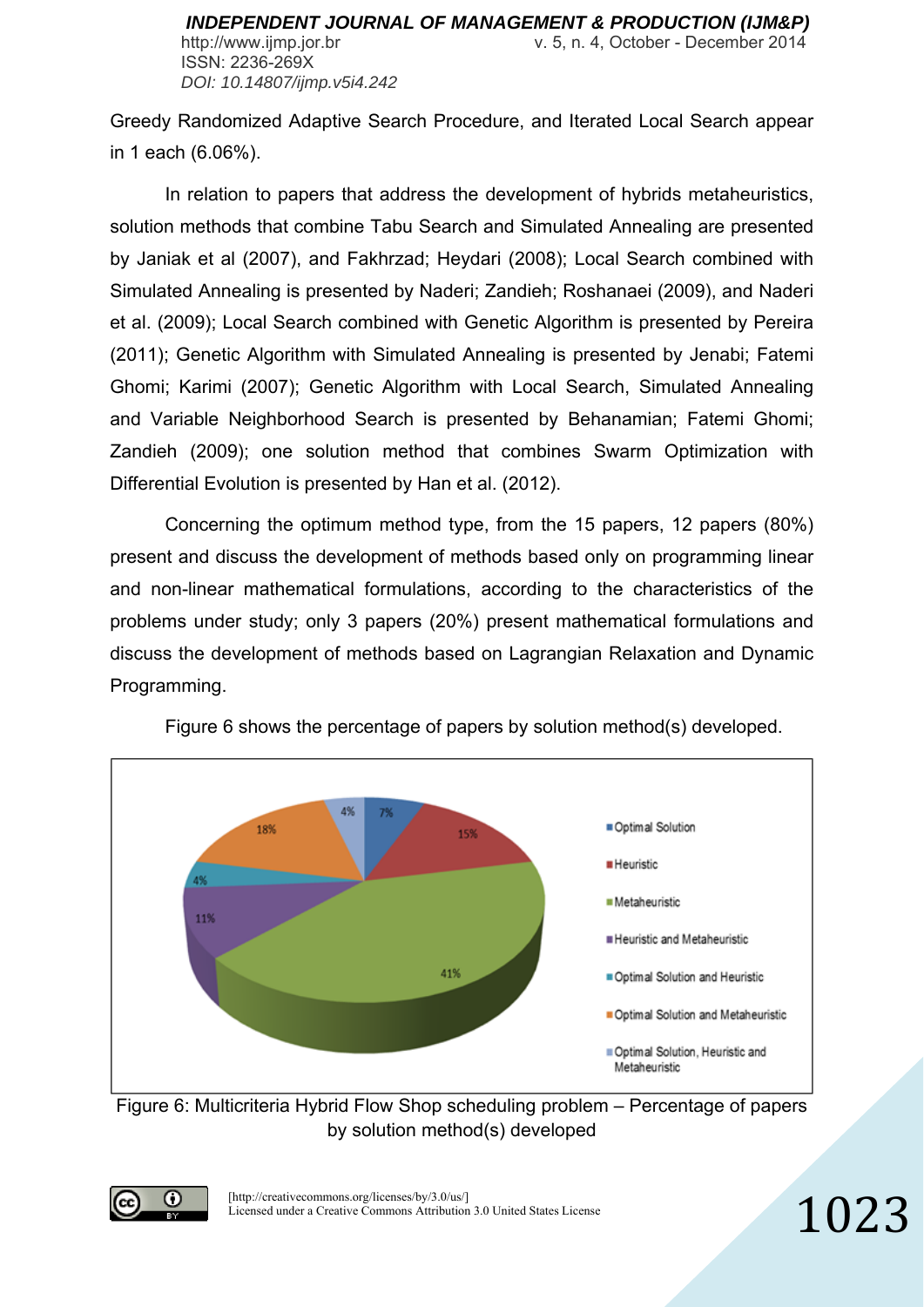Greedy Randomized Adaptive Search Procedure, and Iterated Local Search appear in 1 each (6.06%).

In relation to papers that address the development of hybrids metaheuristics, solution methods that combine Tabu Search and Simulated Annealing are presented by Janiak et al (2007), and Fakhrzad; Heydari (2008); Local Search combined with Simulated Annealing is presented by Naderi; Zandieh; Roshanaei (2009), and Naderi et al. (2009); Local Search combined with Genetic Algorithm is presented by Pereira (2011); Genetic Algorithm with Simulated Annealing is presented by Jenabi; Fatemi Ghomi; Karimi (2007); Genetic Algorithm with Local Search, Simulated Annealing and Variable Neighborhood Search is presented by Behanamian; Fatemi Ghomi; Zandieh (2009); one solution method that combines Swarm Optimization with Differential Evolution is presented by Han et al. (2012).

Concerning the optimum method type, from the 15 papers, 12 papers (80%) present and discuss the development of methods based only on programming linear and non-linear mathematical formulations, according to the characteristics of the problems under study; only 3 papers (20%) present mathematical formulations and discuss the development of methods based on Lagrangian Relaxation and Dynamic Programming.

Figure 6 shows the percentage of papers by solution method(s) developed.

Figure 6: Multicriteria Hybrid Flow Shop scheduling problem – Percentage of papers by solution method(s) developed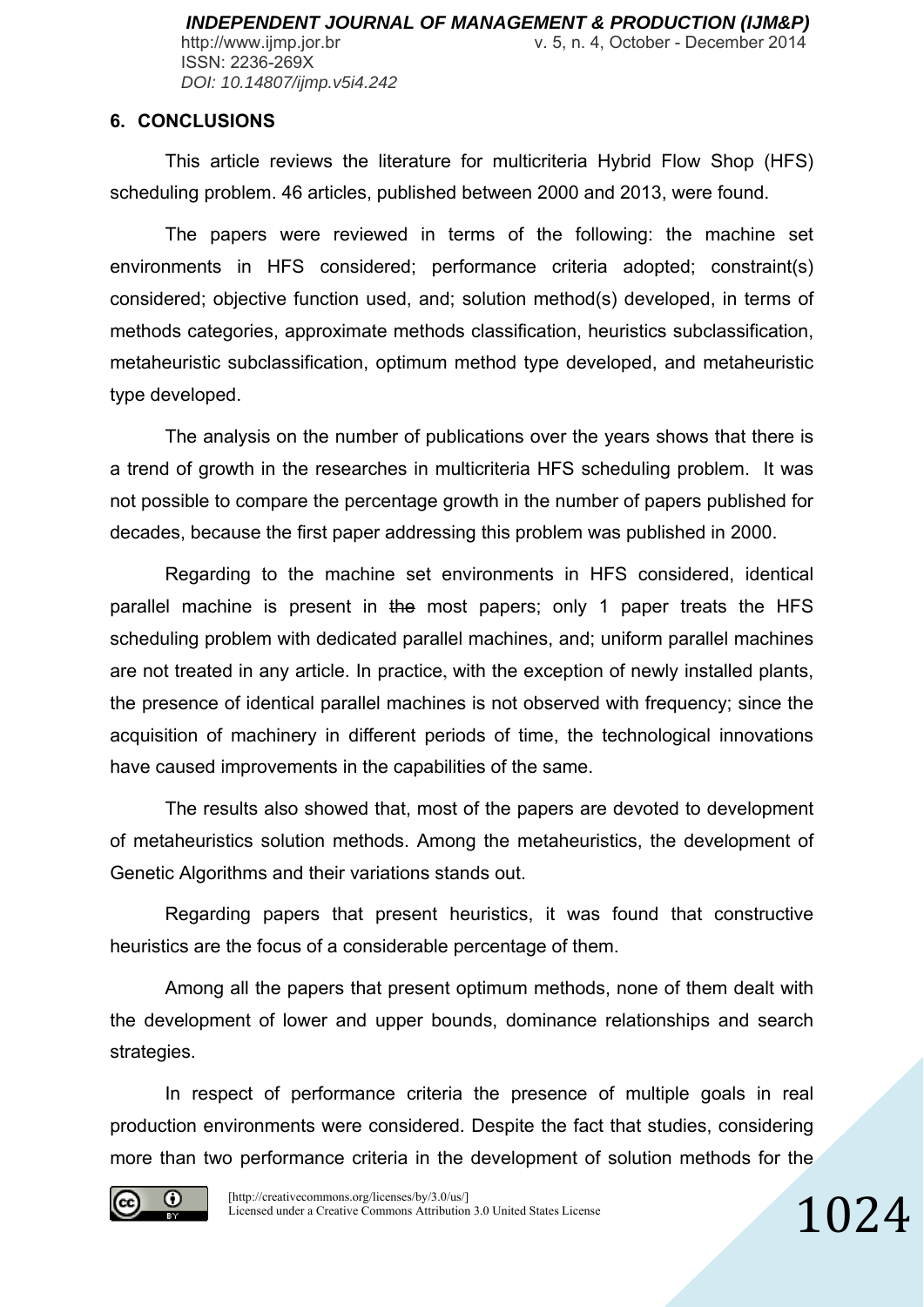## 6. CONCLUSIONS

This article reviews the literature for multicriteria Hybrid Flow Shop (HFS) scheduling problem. 46 articles, published between 2000 and 2013, were found.

The papers were reviewed in terms of the following: the machine set environments in HFS considered; performance criteria adopted; constraint(s) considered; objective function used, and; solution method(s) developed, in terms of methods categories, approximate methods classification, heuristics subclassification, metaheuristic subclassification, optimum method type developed, and metaheuristic type developed.

The analysis on the number of publications over the years shows that there is a trend of growth in the researches in multicriteria HFS scheduling problem. It was not possible to compare the percentage growth in the number of papers published for decades, because the first paper addressing this problem was published in 2000.

Regarding to the machine set environments in HFS considered, identical parallel machine is present in ~~the~~ most papers; only 1 paper treats the HFS scheduling problem with dedicated parallel machines, and; uniform parallel machines are not treated in any article. In practice, with the exception of newly installed plants, the presence of identical parallel machines is not observed with frequency; since the acquisition of machinery in different periods of time, the technological innovations have caused improvements in the capabilities of the same.

The results also showed that, most of the papers are devoted to development of metaheuristics solution methods. Among the metaheuristics, the development of Genetic Algorithms and their variations stands out.

Regarding papers that present heuristics, it was found that constructive heuristics are the focus of a considerable percentage of them.

Among all the papers that present optimum methods, none of them dealt with the development of lower and upper bounds, dominance relationships and search strategies.

In respect of performance criteria the presence of multiple goals in real production environments were considered. Despite the fact that studies, considering more than two performance criteria in the development of solution methods for the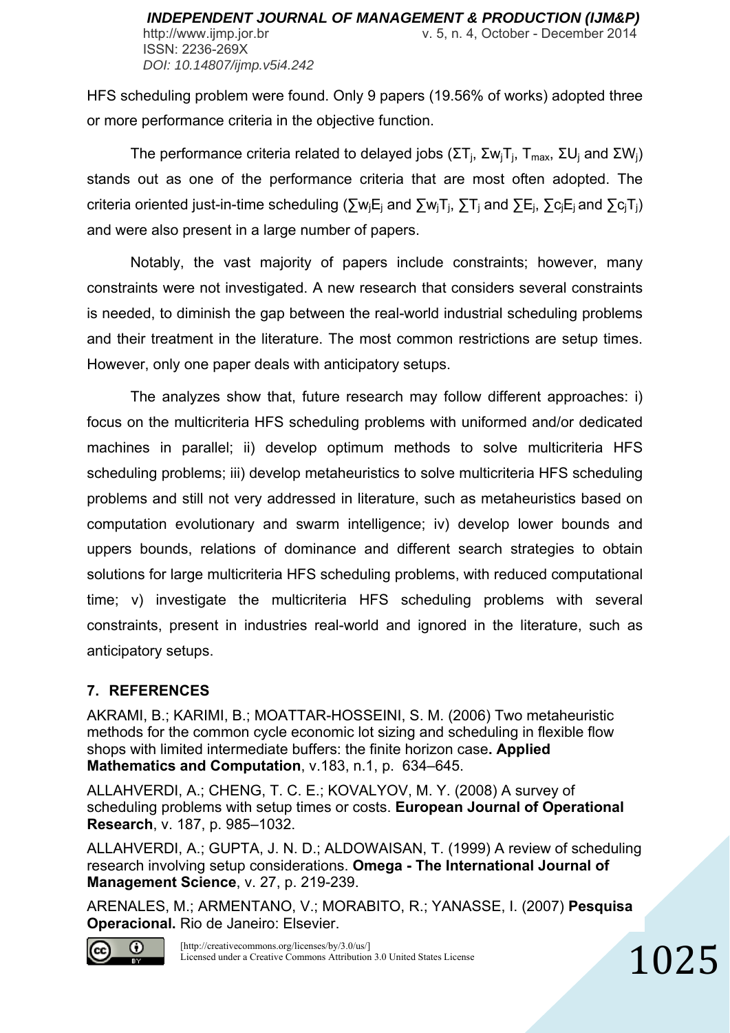HFS scheduling problem were found. Only 9 papers (19.56% of works) adopted three or more performance criteria in the objective function.

The performance criteria related to delayed jobs ($\Sigma T_j$, $\Sigma w_j T_j$, $T_{max}$, $\Sigma U_j$ and $\Sigma W_j$) stands out as one of the performance criteria that are most often adopted. The criteria oriented just-in-time scheduling ($\sum w_j E_j$ and $\sum w_j T_j$, $\sum T_j$ and $\sum E_j$, $\sum c_j E_j$ and $\sum c_j T_j$) and were also present in a large number of papers.

Notably, the vast majority of papers include constraints; however, many constraints were not investigated. A new research that considers several constraints is needed, to diminish the gap between the real-world industrial scheduling problems and their treatment in the literature. The most common restrictions are setup times. However, only one paper deals with anticipatory setups.

The analyzes show that, future research may follow different approaches: i) focus on the multicriteria HFS scheduling problems with uniformed and/or dedicated machines in parallel; ii) develop optimum methods to solve multicriteria HFS scheduling problems; iii) develop metaheuristics to solve multicriteria HFS scheduling problems and still not very addressed in literature, such as metaheuristics based on computation evolutionary and swarm intelligence; iv) develop lower bounds and uppers bounds, relations of dominance and different search strategies to obtain solutions for large multicriteria HFS scheduling problems, with reduced computational time; v) investigate the multicriteria HFS scheduling problems with several constraints, present in industries real-world and ignored in the literature, such as anticipatory setups.

## 7. REFERENCES

AKRAMI, B.; KARIMI, B.; MOATTAR-HOSSEINI, S. M. (2006) Two metaheuristic methods for the common cycle economic lot sizing and scheduling in flexible flow shops with limited intermediate buffers: the finite horizon case**. Applied Mathematics and Computation**, v.183, n.1, p. 634–645.

ALLAHVERDI, A.; CHENG, T. C. E.; KOVALYOV, M. Y. (2008) A survey of scheduling problems with setup times or costs. **European Journal of Operational Research**, v. 187, p. 985–1032.

ALLAHVERDI, A.; GUPTA, J. N. D.; ALDOWAISAN, T. (1999) A review of scheduling research involving setup considerations. **Omega - The International Journal of Management Science**, v. 27, p. 219-239.

ARENALES, M.; ARMENTANO, V.; MORABITO, R.; YANASSE, I. (2007) **Pesquisa Operacional.** Rio de Janeiro: Elsevier.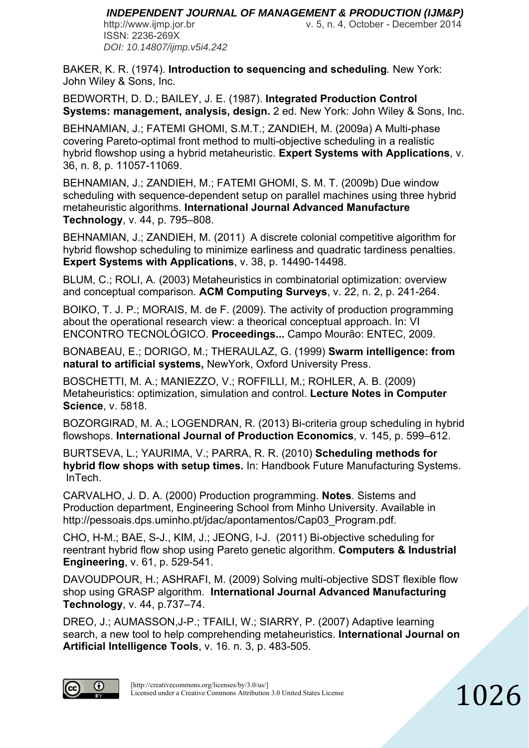BAKER, K. R. (1974). **Introduction to sequencing and scheduling***.* New York: John Wiley & Sons, Inc.

BEDWORTH, D. D.; BAILEY, J. E. (1987). **Integrated Production Control Systems: management, analysis, design.** 2 ed. New York: John Wiley & Sons, Inc.

BEHNAMIAN, J.; FATEMI GHOMI, S.M.T.; ZANDIEH, M. (2009a) A Multi-phase covering Pareto-optimal front method to multi-objective scheduling in a realistic hybrid flowshop using a hybrid metaheuristic. **Expert Systems with Applications**, v. 36, n. 8, p. 11057-11069.

BEHNAMIAN, J.; ZANDIEH, M.; FATEMI GHOMI, S. M. T. (2009b) Due window scheduling with sequence-dependent setup on parallel machines using three hybrid metaheuristic algorithms. **International Journal Advanced Manufacture Technology**, v. 44, p. 795–808.

BEHNAMIAN, J.; ZANDIEH, M. (2011) A discrete colonial competitive algorithm for hybrid flowshop scheduling to minimize earliness and quadratic tardiness penalties. **Expert Systems with Applications**, v. 38, p. 14490-14498.

BLUM, C.; ROLI, A. (2003) Metaheuristics in combinatorial optimization: overview and conceptual comparison. **ACM Computing Surveys**, v. 22, n. 2, p. 241-264.

BOIKO, T. J. P.; MORAIS, M. de F. (2009). The activity of production programming about the operational research view: a theorical conceptual approach. In: VI ENCONTRO TECNOLÓGICO. **Proceedings...** Campo Mourão: ENTEC, 2009.

BONABEAU, E.; DORIGO, M.; THERAULAZ, G. (1999) **Swarm intelligence: from natural to artificial systems,** NewYork, Oxford University Press.

BOSCHETTI, M. A.; MANIEZZO, V.; ROFFILLI, M.; ROHLER, A. B. (2009) Metaheuristics: optimization, simulation and control. **Lecture Notes in Computer Science**, v. 5818.

BOZORGIRAD, M. A.; LOGENDRAN, R. (2013) Bi-criteria group scheduling in hybrid flowshops. **International Journal of Production Economics**, v. 145, p. 599–612.

BURTSEVA, L.; YAURIMA, V.; PARRA, R. R. (2010) **Scheduling methods for hybrid flow shops with setup times.** In: Handbook Future Manufacturing Systems. InTech.

CARVALHO, J. D. A. (2000) Production programming. **Notes**. Sistems and Production department, Engineering School from Minho University. Available in http://pessoais.dps.uminho.pt/jdac/apontamentos/Cap03_Program.pdf.

CHO, H-M.; BAE, S-J., KIM, J.; JEONG, I-J. (2011) Bi-objective scheduling for reentrant hybrid flow shop using Pareto genetic algorithm. **Computers & Industrial Engineering**, v. 61, p. 529-541.

DAVOUDPOUR, H.; ASHRAFI, M. (2009) Solving multi-objective SDST flexible flow shop using GRASP algorithm. **International Journal Advanced Manufacturing Technology**, v. 44, p.737–74.

DREO, J.; AUMASSON,J-P.; TFAILI, W.; SIARRY, P. (2007) Adaptive learning search, a new tool to help comprehending metaheuristics. **International Journal on Artificial Intelligence Tools**, v. 16. n. 3, p. 483-505.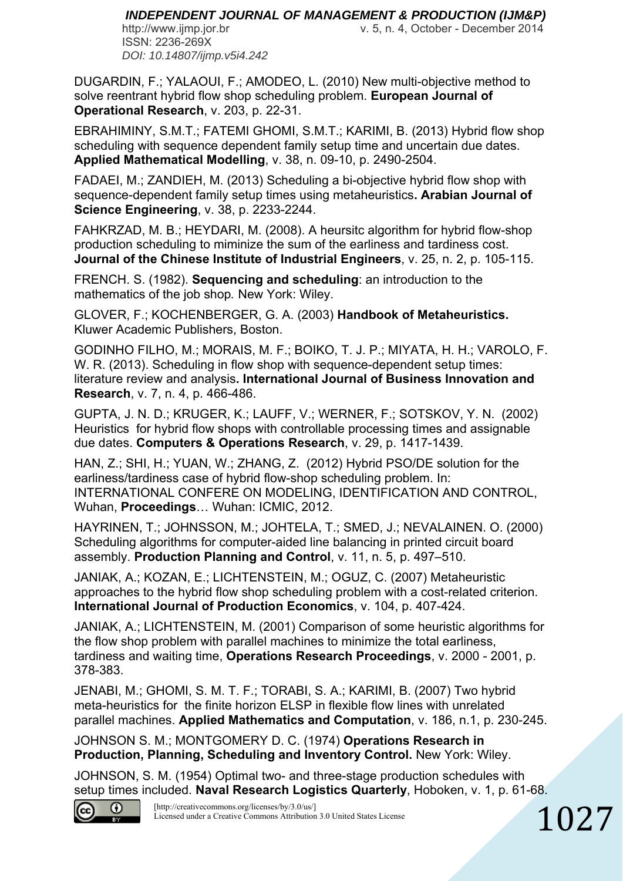DUGARDIN, F.; YALAOUI, F.; AMODEO, L. (2010) New multi-objective method to solve reentrant hybrid flow shop scheduling problem. **European Journal of Operational Research**, v. 203, p. 22-31.

EBRAHIMINY, S.M.T.; FATEMI GHOMI, S.M.T.; KARIMI, B. (2013) Hybrid flow shop scheduling with sequence dependent family setup time and uncertain due dates. **Applied Mathematical Modelling**, v. 38, n. 09-10, p. 2490-2504.

FADAEI, M.; ZANDIEH, M. (2013) Scheduling a bi-objective hybrid flow shop with sequence-dependent family setup times using metaheuristics**. Arabian Journal of Science Engineering**, v. 38, p. 2233-2244.

FAHKRZAD, M. B.; HEYDARI, M. (2008). A heursitc algorithm for hybrid flow-shop production scheduling to miminize the sum of the earliness and tardiness cost. **Journal of the Chinese Institute of Industrial Engineers**, v. 25, n. 2, p. 105-115.

FRENCH. S. (1982). **Sequencing and scheduling**: an introduction to the mathematics of the job shop*.* New York: Wiley.

GLOVER, F.; KOCHENBERGER, G. A. (2003) **Handbook of Metaheuristics.** Kluwer Academic Publishers, Boston.

GODINHO FILHO, M.; MORAIS, M. F.; BOIKO, T. J. P.; MIYATA, H. H.; VAROLO, F. W. R. (2013). Scheduling in flow shop with sequence-dependent setup times: literature review and analysis**. International Journal of Business Innovation and Research**, v. 7, n. 4, p. 466-486.

GUPTA, J. N. D.; KRUGER, K.; LAUFF, V.; WERNER, F.; SOTSKOV, Y. N. (2002) Heuristics for hybrid flow shops with controllable processing times and assignable due dates. **Computers & Operations Research**, v. 29, p. 1417-1439.

HAN, Z.; SHI, H.; YUAN, W.; ZHANG, Z. (2012) Hybrid PSO/DE solution for the earliness/tardiness case of hybrid flow-shop scheduling problem. In: INTERNATIONAL CONFERE ON MODELING, IDENTIFICATION AND CONTROL, Wuhan, **Proceedings**… Wuhan: ICMIC, 2012.

HAYRINEN, T.; JOHNSSON, M.; JOHTELA, T.; SMED, J.; NEVALAINEN. O. (2000) Scheduling algorithms for computer-aided line balancing in printed circuit board assembly. **Production Planning and Control**, v. 11, n. 5, p. 497–510.

JANIAK, A.; KOZAN, E.; LICHTENSTEIN, M.; OGUZ, C. (2007) Metaheuristic approaches to the hybrid flow shop scheduling problem with a cost-related criterion. **International Journal of Production Economics**, v. 104, p. 407-424.

JANIAK, A.; LICHTENSTEIN, M. (2001) Comparison of some heuristic algorithms for the flow shop problem with parallel machines to minimize the total earliness, tardiness and waiting time, **Operations Research Proceedings**, v. 2000 - 2001, p. 378-383.

JENABI, M.; GHOMI, S. M. T. F.; TORABI, S. A.; KARIMI, B. (2007) Two hybrid meta-heuristics for the finite horizon ELSP in flexible flow lines with unrelated parallel machines. **Applied Mathematics and Computation**, v. 186, n.1, p. 230-245.

JOHNSON S. M.; MONTGOMERY D. C. (1974) **Operations Research in Production, Planning, Scheduling and Inventory Control.** New York: Wiley.

JOHNSON, S. M. (1954) Optimal two- and three-stage production schedules with setup times included. **Naval Research Logistics Quarterly**, Hoboken, v. 1, p. 61-68.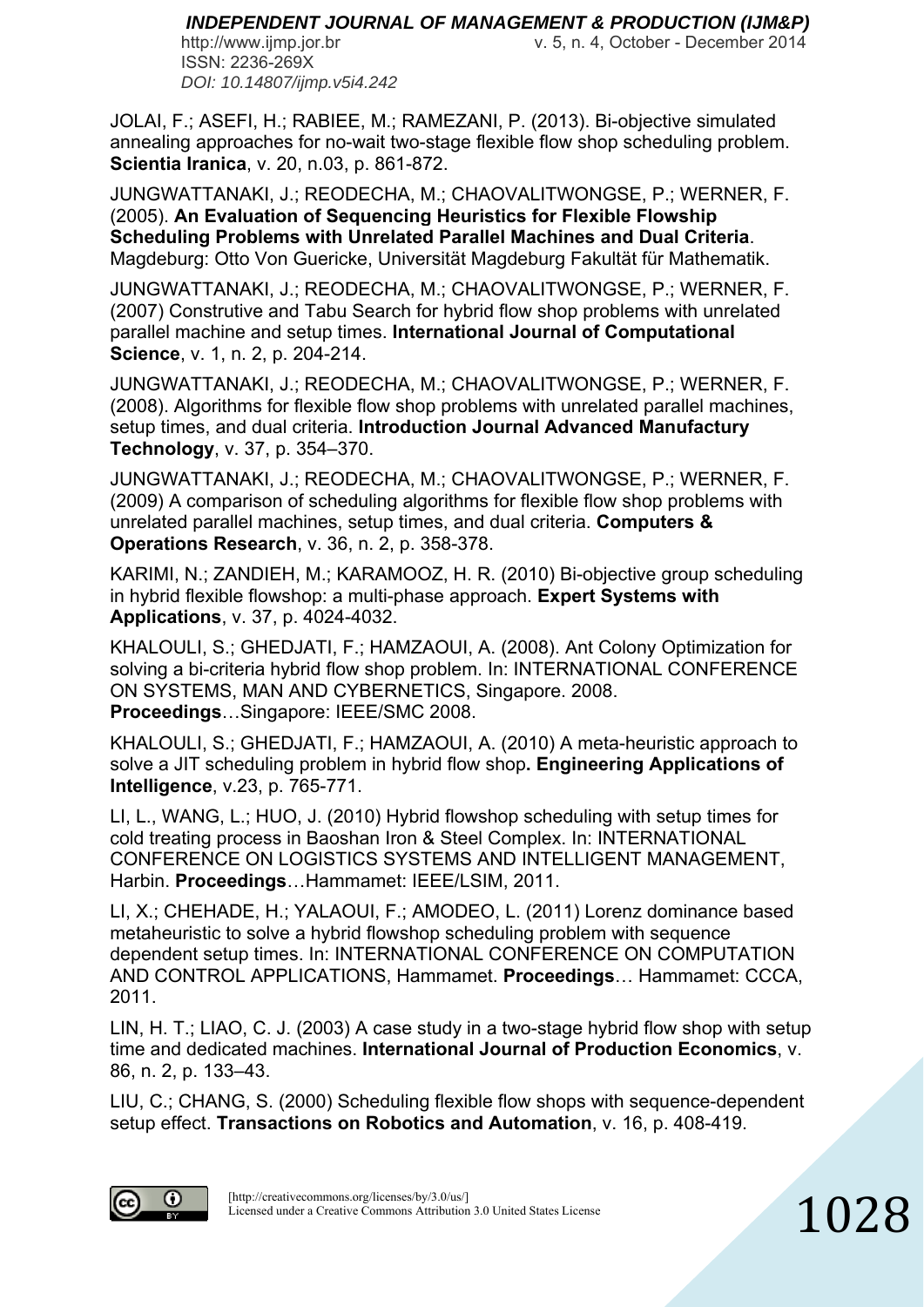JOLAI, F.; ASEFI, H.; RABIEE, M.; RAMEZANI, P. (2013). Bi-objective simulated annealing approaches for no-wait two-stage flexible flow shop scheduling problem. **Scientia Iranica**, v. 20, n.03, p. 861-872.

JUNGWATTANAKI, J.; REODECHA, M.; CHAOVALITWONGSE, P.; WERNER, F. (2005). **An Evaluation of Sequencing Heuristics for Flexible Flowship Scheduling Problems with Unrelated Parallel Machines and Dual Criteria**. Magdeburg: Otto Von Guericke, Universität Magdeburg Fakultät für Mathematik.

JUNGWATTANAKI, J.; REODECHA, M.; CHAOVALITWONGSE, P.; WERNER, F. (2007) Construtive and Tabu Search for hybrid flow shop problems with unrelated parallel machine and setup times. **International Journal of Computational Science**, v. 1, n. 2, p. 204-214.

JUNGWATTANAKI, J.; REODECHA, M.; CHAOVALITWONGSE, P.; WERNER, F. (2008). Algorithms for flexible flow shop problems with unrelated parallel machines, setup times, and dual criteria. **Introduction Journal Advanced Manufactury Technology**, v. 37, p. 354–370.

JUNGWATTANAKI, J.; REODECHA, M.; CHAOVALITWONGSE, P.; WERNER, F. (2009) A comparison of scheduling algorithms for flexible flow shop problems with unrelated parallel machines, setup times, and dual criteria. **Computers & Operations Research**, v. 36, n. 2, p. 358-378.

KARIMI, N.; ZANDIEH, M.; KARAMOOZ, H. R. (2010) Bi-objective group scheduling in hybrid flexible flowshop: a multi-phase approach. **Expert Systems with Applications**, v. 37, p. 4024-4032.

KHALOULI, S.; GHEDJATI, F.; HAMZAOUI, A. (2008). Ant Colony Optimization for solving a bi-criteria hybrid flow shop problem. In: INTERNATIONAL CONFERENCE ON SYSTEMS, MAN AND CYBERNETICS, Singapore. 2008. **Proceedings**…Singapore: IEEE/SMC 2008.

KHALOULI, S.; GHEDJATI, F.; HAMZAOUI, A. (2010) A meta-heuristic approach to solve a JIT scheduling problem in hybrid flow shop**. Engineering Applications of Intelligence**, v.23, p. 765-771.

LI, L., WANG, L.; HUO, J. (2010) Hybrid flowshop scheduling with setup times for cold treating process in Baoshan Iron & Steel Complex. In: INTERNATIONAL CONFERENCE ON LOGISTICS SYSTEMS AND INTELLIGENT MANAGEMENT, Harbin. **Proceedings**…Hammamet: IEEE/LSIM, 2011.

LI, X.; CHEHADE, H.; YALAOUI, F.; AMODEO, L. (2011) Lorenz dominance based metaheuristic to solve a hybrid flowshop scheduling problem with sequence dependent setup times. In: INTERNATIONAL CONFERENCE ON COMPUTATION AND CONTROL APPLICATIONS, Hammamet. **Proceedings**… Hammamet: CCCA, 2011.

LIN, H. T.; LIAO, C. J. (2003) A case study in a two-stage hybrid flow shop with setup time and dedicated machines. **International Journal of Production Economics**, v. 86, n. 2, p. 133–43.

LIU, C.; CHANG, S. (2000) Scheduling flexible flow shops with sequence-dependent setup effect. **Transactions on Robotics and Automation**, v. 16, p. 408-419.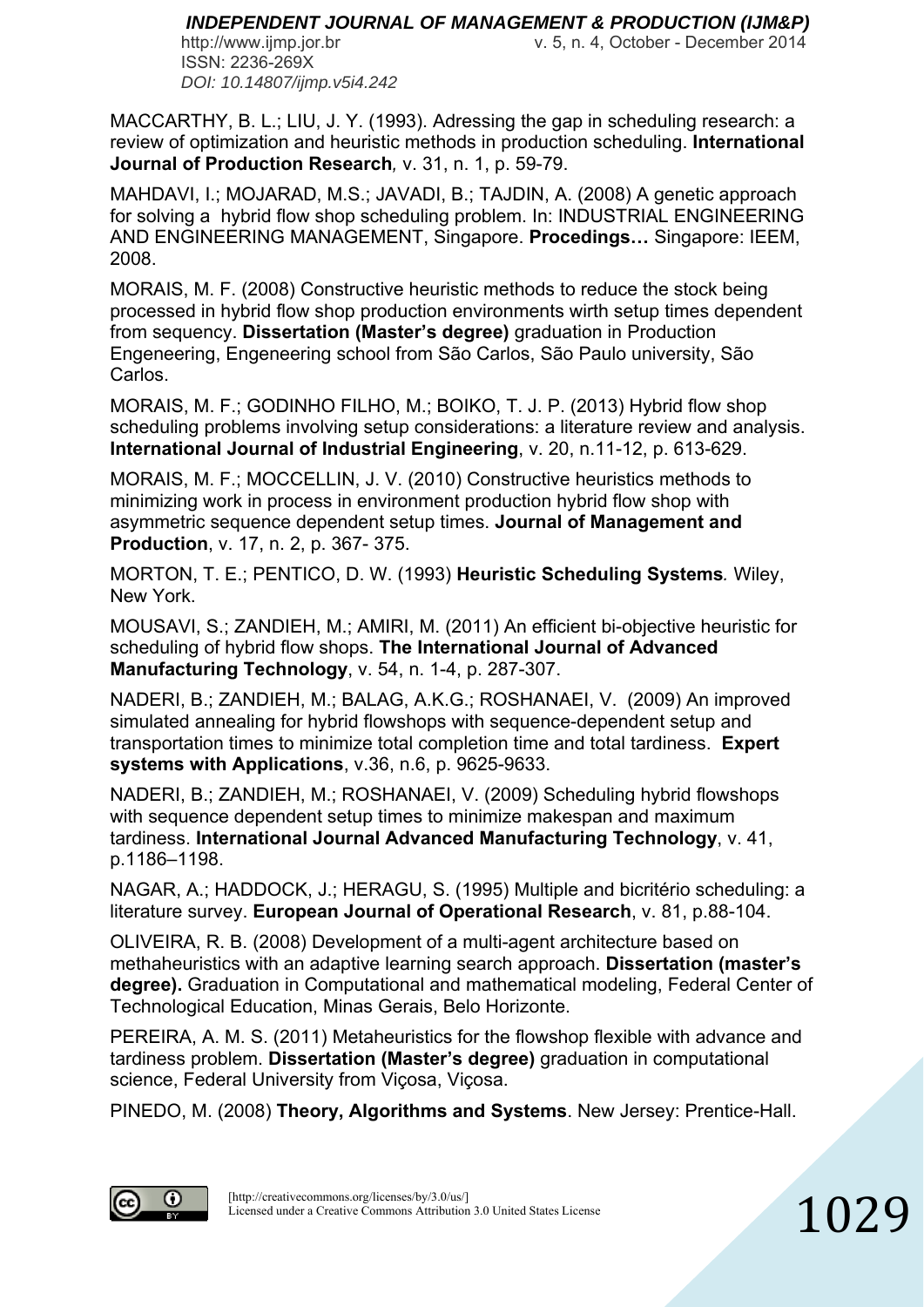MACCARTHY, B. L.; LIU, J. Y. (1993). Adressing the gap in scheduling research: a review of optimization and heuristic methods in production scheduling. **International Journal of Production Research**, v. 31, n. 1, p. 59-79.

MAHDAVI, I.; MOJARAD, M.S.; JAVADI, B.; TAJDIN, A. (2008) A genetic approach for solving a hybrid flow shop scheduling problem. In: INDUSTRIAL ENGINEERING AND ENGINEERING MANAGEMENT, Singapore. **Procedings…** Singapore: IEEM, 2008.

MORAIS, M. F. (2008) Constructive heuristic methods to reduce the stock being processed in hybrid flow shop production environments wirth setup times dependent from sequency. **Dissertation (Master's degree)** graduation in Production Engeneering, Engeneering school from São Carlos, São Paulo university, São Carlos.

MORAIS, M. F.; GODINHO FILHO, M.; BOIKO, T. J. P. (2013) Hybrid flow shop scheduling problems involving setup considerations: a literature review and analysis. **International Journal of Industrial Engineering**, v. 20, n.11-12, p. 613-629.

MORAIS, M. F.; MOCCELLIN, J. V. (2010) Constructive heuristics methods to minimizing work in process in environment production hybrid flow shop with asymmetric sequence dependent setup times. **Journal of Management and Production**, v. 17, n. 2, p. 367- 375.

MORTON, T. E.; PENTICO, D. W. (1993) **Heuristic Scheduling Systems***.* Wiley, New York.

MOUSAVI, S.; ZANDIEH, M.; AMIRI, M. (2011) An efficient bi-objective heuristic for scheduling of hybrid flow shops. **The International Journal of Advanced Manufacturing Technology**, v. 54, n. 1-4, p. 287-307.

NADERI, B.; ZANDIEH, M.; BALAG, A.K.G.; ROSHANAEI, V. (2009) An improved simulated annealing for hybrid flowshops with sequence-dependent setup and transportation times to minimize total completion time and total tardiness. **Expert systems with Applications**, v.36, n.6, p. 9625-9633.

NADERI, B.; ZANDIEH, M.; ROSHANAEI, V. (2009) Scheduling hybrid flowshops with sequence dependent setup times to minimize makespan and maximum tardiness. **International Journal Advanced Manufacturing Technology**, v. 41, p.1186–1198.

NAGAR, A.; HADDOCK, J.; HERAGU, S. (1995) Multiple and bicritério scheduling: a literature survey. **European Journal of Operational Research**, v. 81, p.88-104.

OLIVEIRA, R. B. (2008) Development of a multi-agent architecture based on methaheuristics with an adaptive learning search approach. **Dissertation (master's degree).** Graduation in Computational and mathematical modeling, Federal Center of Technological Education, Minas Gerais, Belo Horizonte.

PEREIRA, A. M. S. (2011) Metaheuristics for the flowshop flexible with advance and tardiness problem. **Dissertation (Master's degree)** graduation in computational science, Federal University from Viçosa, Viçosa.

PINEDO, M. (2008) **Theory, Algorithms and Systems**. New Jersey: Prentice-Hall.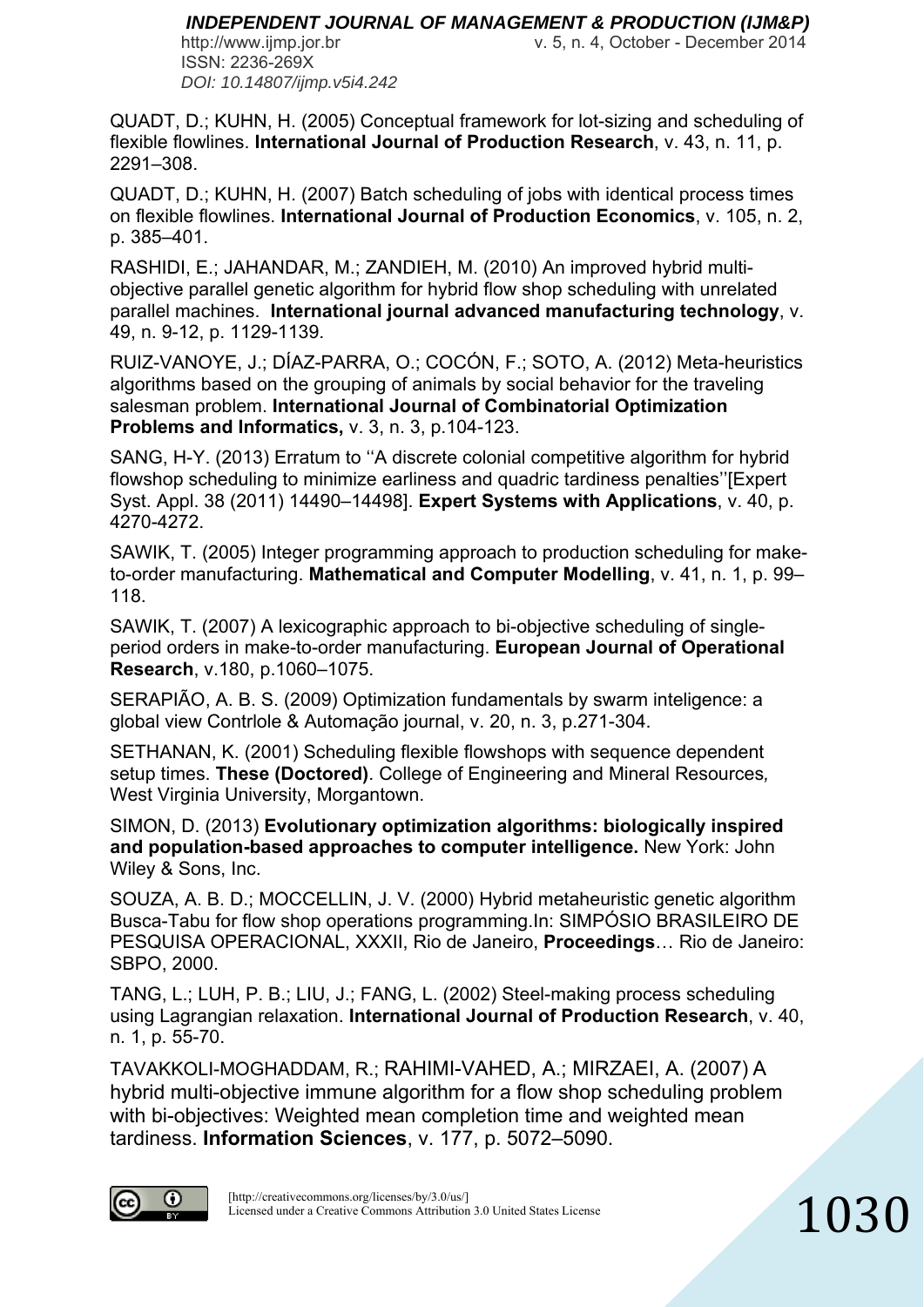QUADT, D.; KUHN, H. (2005) Conceptual framework for lot-sizing and scheduling of flexible flowlines. **International Journal of Production Research**, v. 43, n. 11, p. 2291–308.

QUADT, D.; KUHN, H. (2007) Batch scheduling of jobs with identical process times on flexible flowlines. **International Journal of Production Economics**, v. 105, n. 2, p. 385–401.

RASHIDI, E.; JAHANDAR, M.; ZANDIEH, M. (2010) An improved hybrid multi-objective parallel genetic algorithm for hybrid flow shop scheduling with unrelated parallel machines. **International journal advanced manufacturing technology**, v. 49, n. 9-12, p. 1129-1139.

RUIZ-VANOYE, J.; DÍAZ-PARRA, O.; COCÓN, F.; SOTO, A. (2012) Meta-heuristics algorithms based on the grouping of animals by social behavior for the traveling salesman problem. **International Journal of Combinatorial Optimization Problems and Informatics,** v. 3, n. 3, p.104-123.

SANG, H-Y. (2013) Erratum to ''A discrete colonial competitive algorithm for hybrid flowshop scheduling to minimize earliness and quadric tardiness penalties''[Expert Syst. Appl. 38 (2011) 14490–14498]. **Expert Systems with Applications**, v. 40, p. 4270-4272.

SAWIK, T. (2005) Integer programming approach to production scheduling for make-to-order manufacturing. **Mathematical and Computer Modelling**, v. 41, n. 1, p. 99–118.

SAWIK, T. (2007) A lexicographic approach to bi-objective scheduling of single-period orders in make-to-order manufacturing. **European Journal of Operational Research**, v.180, p.1060–1075.

SERAPIÃO, A. B. S. (2009) Optimization fundamentals by swarm inteligence: a global view Contrlole & Automação journal, v. 20, n. 3, p.271-304.

SETHANAN, K. (2001) Scheduling flexible flowshops with sequence dependent setup times. **These (Doctored)**. College of Engineering and Mineral Resources, West Virginia University, Morgantown.

SIMON, D. (2013) **Evolutionary optimization algorithms: biologically inspired and population-based approaches to computer intelligence.** New York: John Wiley & Sons, Inc.

SOUZA, A. B. D.; MOCCELLIN, J. V. (2000) Hybrid metaheuristic genetic algorithm Busca-Tabu for flow shop operations programming.In: SIMPÓSIO BRASILEIRO DE PESQUISA OPERACIONAL, XXXII, Rio de Janeiro, **Proceedings**… Rio de Janeiro: SBPO, 2000.

TANG, L.; LUH, P. B.; LIU, J.; FANG, L. (2002) Steel-making process scheduling using Lagrangian relaxation. **International Journal of Production Research**, v. 40, n. 1, p. 55-70.

TAVAKKOLI-MOGHADDAM, R.; RAHIMI-VAHED, A.; MIRZAEI, A. (2007) A hybrid multi-objective immune algorithm for a flow shop scheduling problem with bi-objectives: Weighted mean completion time and weighted mean tardiness. **Information Sciences**, v. 177, p. 5072–5090.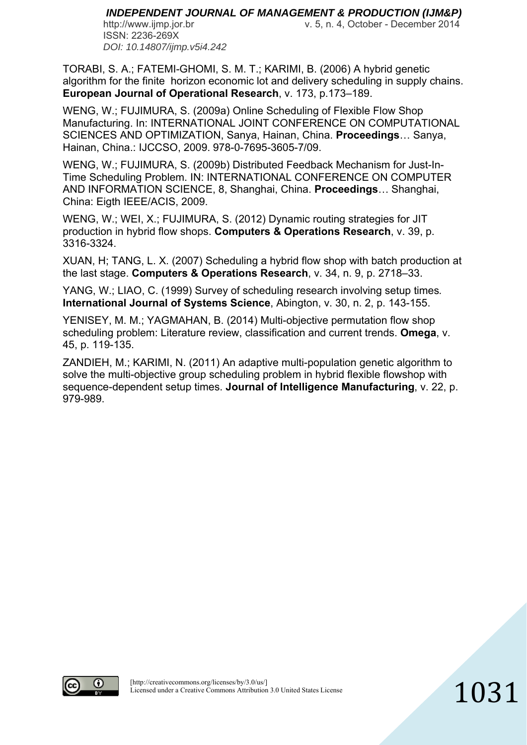TORABI, S. A.; FATEMI-GHOMI, S. M. T.; KARIMI, B. (2006) A hybrid genetic algorithm for the finite horizon economic lot and delivery scheduling in supply chains. **European Journal of Operational Research**, v. 173, p.173–189.

WENG, W.; FUJIMURA, S. (2009a) Online Scheduling of Flexible Flow Shop Manufacturing. In: INTERNATIONAL JOINT CONFERENCE ON COMPUTATIONAL SCIENCES AND OPTIMIZATION, Sanya, Hainan, China. **Proceedings**… Sanya, Hainan, China.: IJCCSO, 2009. 978-0-7695-3605-7/09.

WENG, W.; FUJIMURA, S. (2009b) Distributed Feedback Mechanism for Just-In-Time Scheduling Problem. IN: INTERNATIONAL CONFERENCE ON COMPUTER AND INFORMATION SCIENCE, 8, Shanghai, China. **Proceedings**… Shanghai, China: Eigth IEEE/ACIS, 2009.

WENG, W.; WEI, X.; FUJIMURA, S. (2012) Dynamic routing strategies for JIT production in hybrid flow shops. **Computers & Operations Research**, v. 39, p. 3316-3324.

XUAN, H; TANG, L. X. (2007) Scheduling a hybrid flow shop with batch production at the last stage. **Computers & Operations Research**, v. 34, n. 9, p. 2718–33.

YANG, W.; LIAO, C. (1999) Survey of scheduling research involving setup times. **International Journal of Systems Science**, Abington, v. 30, n. 2, p. 143-155.

YENISEY, M. M.; YAGMAHAN, B. (2014) Multi-objective permutation flow shop scheduling problem: Literature review, classification and current trends. **Omega**, v. 45, p. 119-135.

ZANDIEH, M.; KARIMI, N. (2011) An adaptive multi-population genetic algorithm to solve the multi-objective group scheduling problem in hybrid flexible flowshop with sequence-dependent setup times. **Journal of Intelligence Manufacturing**, v. 22, p. 979-989.